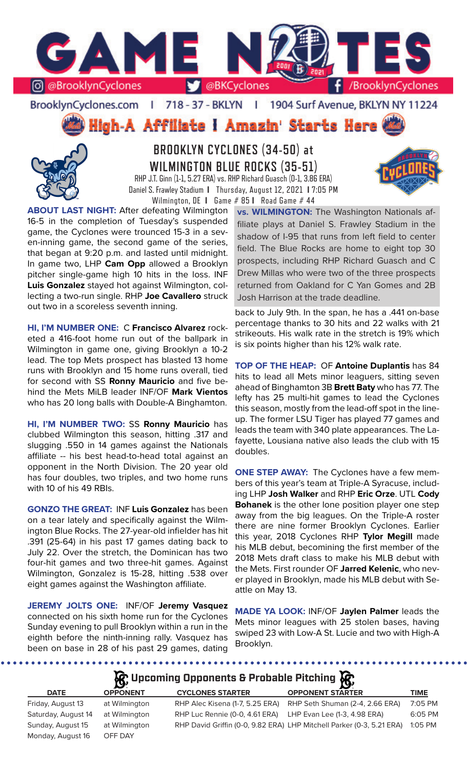# GAME NOTES

@BrooklynCyclones | @BKCyclones | /BrooklynCyclones

BrooklynCyclones.com | 718 - 37 - BKLYN | 1904 Surf Avenue, BKLYN NY 11224

**High-A Affiliate I Amazin' Starts Here**

## BROOKLYN CYCLONES (34-50) at WILMINGTON BLUE ROCKS (35-51)

RHP J.T. Ginn (1-1, 5.27 ERA) vs. RHP Richard Guasch (0-1, 3.86 ERA)
Daniel S. Frawley Stadium I Thursday, August 12, 2021 I 7:05 PM
Wilmington, DE I Game # 85 I Road Game # 44

**ABOUT LAST NIGHT:** After defeating Wilmington 16-5 in the completion of Tuesday's suspended game, the Cyclones were trounced 15-3 in a seven-inning game, the second game of the series, that began at 9:20 p.m. and lasted until midnight. In game two, LHP **Cam Opp** allowed a Brooklyn pitcher single-game high 10 hits in the loss. INF **Luis Gonzalez** stayed hot against Wilmington, collecting a two-run single. RHP **Joe Cavallero** struck out two in a scoreless seventh inning.

**HI, I'M NUMBER ONE:** C **Francisco Alvarez** rocketed a 416-foot home run out of the ballpark in Wilmington in game one, giving Brooklyn a 10-2 lead. The top Mets prospect has blasted 13 home runs with Brooklyn and 15 home runs overall, tied for second with SS **Ronny Mauricio** and five behind the Mets MiLB leader INF/OF **Mark Vientos** who has 20 long balls with Double-A Binghamton.

**HI, I'M NUMBER TWO:** SS **Ronny Mauricio** has clubbed Wilmington this season, hitting .317 and slugging .550 in 14 games against the Nationals affiliate -- his best head-to-head total against an opponent in the North Division. The 20 year old has four doubles, two triples, and two home runs with 10 of his 49 RBIs.

**GONZO THE GREAT:** INF **Luis Gonzalez** has been on a tear lately and specifically against the Wilmington Blue Rocks. The 27-year-old infielder has hit .391 (25-64) in his past 17 games dating back to July 22. Over the stretch, the Dominican has two four-hit games and two three-hit games. Against Wilmington, Gonzalez is 15-28, hitting .538 over eight games against the Washington affiliate.

**JEREMY JOLTS ONE:** INF/OF **Jeremy Vasquez** connected on his sixth home run for the Cyclones Sunday evening to pull Brooklyn within a run in the eighth before the ninth-inning rally. Vasquez has been on base in 28 of his past 29 games, dating back to July 9th. In the span, he has a .441 on-base percentage thanks to 30 hits and 22 walks with 21 strikeouts. His walk rate in the stretch is 19% which is six points higher than his 12% walk rate.

**vs. WILMINGTON:** The Washington Nationals affiliate plays at Daniel S. Frawley Stadium in the shadow of I-95 that runs from left field to center field. The Blue Rocks are home to eight top 30 prospects, including RHP Richard Guasch and C Drew Millas who were two of the three prospects returned from Oakland for C Yan Gomes and 2B Josh Harrison at the trade deadline.

**TOP OF THE HEAP:** OF **Antoine Duplantis** has 84 hits to lead all Mets minor leaguers, sitting seven ahead of Binghamton 3B **Brett Baty** who has 77. The lefty has 25 multi-hit games to lead the Cyclones this season, mostly from the lead-off spot in the lineup. The former LSU Tiger has played 77 games and leads the team with 340 plate appearances. The Lafayette, Lousiana native also leads the club with 15 doubles.

**ONE STEP AWAY:** The Cyclones have a few members of this year's team at Triple-A Syracuse, including LHP **Josh Walker** and RHP **Eric Orze**. UTL **Cody Bohanek** is the other lone position player one step away from the big leagues. On the Triple-A roster there are nine former Brooklyn Cyclones. Earlier this year, 2018 Cyclones RHP **Tylor Megill** made his MLB debut, becoming the first member of the 2018 Mets draft class to make his MLB debut with the Mets. First rounder OF **Jarred Kelenic**, who never played in Brooklyn, made his MLB debut with Seattle on May 13.

**MADE YA LOOK:** INF/OF **Jaylen Palmer** leads the Mets minor leagues with 25 stolen bases, having swiped 23 with Low-A St. Lucie and two with High-A Brooklyn.

### Upcoming Opponents & Probable Pitching

| DATE | OPPONENT | CYCLONES STARTER | OPPONENT STARTER | TIME |
|---|---|---|---|---|
| Friday, August 13 | at Wilmington | RHP Alec Kisena (1-7, 5.25 ERA) | RHP Seth Shuman (2-4, 2.66 ERA) | 7:05 PM |
| Saturday, August 14 | at Wilmington | RHP Luc Rennie (0-0, 4.61 ERA) | LHP Evan Lee (1-3, 4.98 ERA) | 6:05 PM |
| Sunday, August 15 | at Wilmington | RHP David Griffin (0-0, 9.82 ERA) | LHP Mitchell Parker (0-3, 5.21 ERA) | 1:05 PM |
| Monday, August 16 | OFF DAY | | | |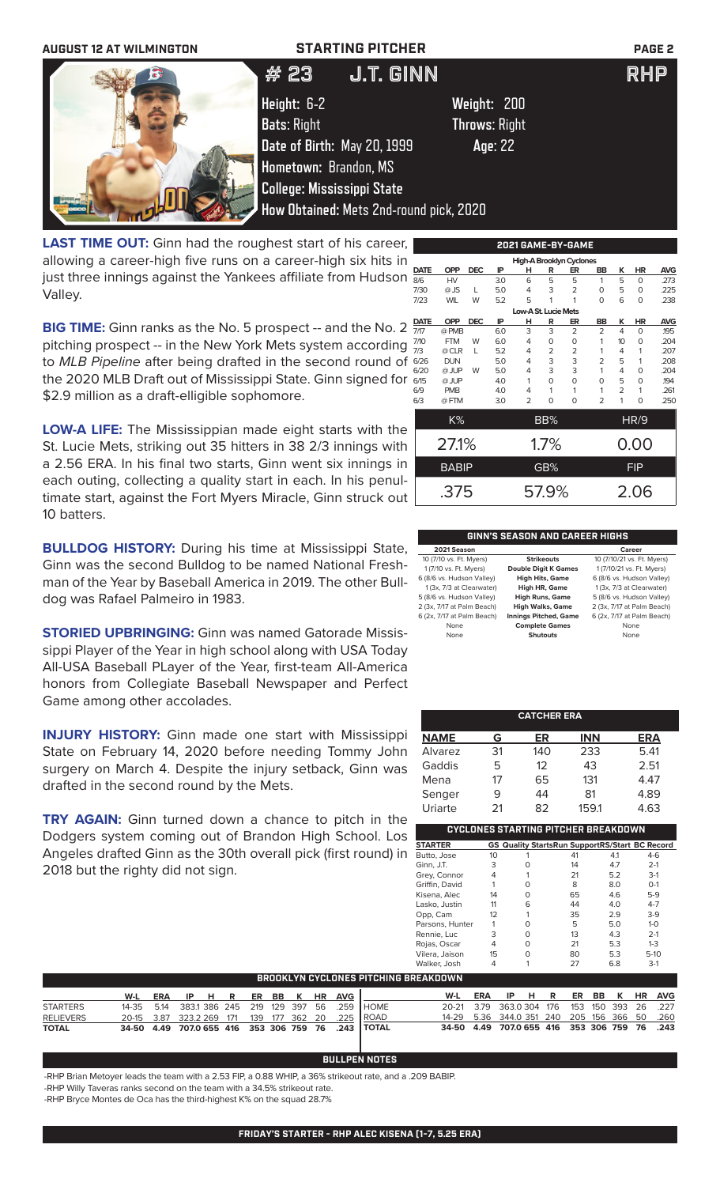AUGUST 12 AT WILMINGTON — STARTING PITCHER

# # 23 J.T. GINN — RHP

**Height:** 6-2 **Weight:** 200
**Bats:** Right **Throws:** Right
**Date of Birth:** May 20, 1999 **Age:** 22
**Hometown:** Brandon, MS
**College:** Mississippi State
**How Obtained:** Mets 2nd-round pick, 2020

**LAST TIME OUT:** Ginn had the roughest start of his career, allowing a career-high five runs on a career-high six hits in just three innings against the Yankees affiliate from Hudson Valley.

**BIG TIME:** Ginn ranks as the No. 5 prospect -- and the No. 2 pitching prospect -- in the New York Mets system according to *MLB Pipeline* after being drafted in the second round of the 2020 MLB Draft out of Mississippi State. Ginn signed for $2.9 million as a draft-eligible sophomore.

**LOW-A LIFE:** The Mississippian made eight starts with the St. Lucie Mets, striking out 35 hitters in 38 2/3 innings with a 2.56 ERA. In his final two starts, Ginn went six innings in each outing, collecting a quality start in each. In his penultimate start, against the Fort Myers Miracle, Ginn struck out 10 batters.

**BULLDOG HISTORY:** During his time at Mississippi State, Ginn was the second Bulldog to be named National Freshman of the Year by Baseball America in 2019. The other Bulldog was Rafael Palmeiro in 1983.

**STORIED UPBRINGING:** Ginn was named Gatorade Mississippi Player of the Year in high school along with USA Today All-USA Baseball PLayer of the Year, first-team All-America honors from Collegiate Baseball Newspaper and Perfect Game among other accolades.

**INJURY HISTORY:** Ginn made one start with Mississippi State on February 14, 2020 before needing Tommy John surgery on March 4. Despite the injury setback, Ginn was drafted in the second round by the Mets.

**TRY AGAIN:** Ginn turned down a chance to pitch in the Dodgers system coming out of Brandon High School. Los Angeles drafted Ginn as the 30th overall pick (first round) in 2018 but the righty did not sign.

## 2021 GAME-BY-GAME

**High-A Brooklyn Cyclones**

| DATE | OPP | DEC | IP | H | R | ER | BB | K | HR | AVG |
|---|---|---|---|---|---|---|---|---|---|---|
| 8/6 | HV | | 3.0 | 6 | 5 | 5 | 1 | 5 | 0 | .273 |
| 7/30 | @ JS | L | 5.0 | 4 | 3 | 2 | 0 | 5 | 0 | .225 |
| 7/23 | WIL | W | 5.2 | 5 | 1 | 1 | 0 | 6 | 0 | .238 |

**Low-A St. Lucie Mets**

| DATE | OPP | DEC | IP | H | R | ER | BB | K | HR | AVG |
|---|---|---|---|---|---|---|---|---|---|---|
| 7/17 | @ PMB | | 6.0 | 3 | 3 | 2 | 2 | 4 | 0 | .195 |
| 7/10 | FTM | W | 6.0 | 4 | 0 | 0 | 1 | 10 | 0 | .204 |
| 7/3 | @ CLR | L | 5.2 | 4 | 2 | 2 | 1 | 4 | 1 | .207 |
| 6/26 | DUN | | 5.0 | 4 | 3 | 3 | 2 | 5 | 1 | .208 |
| 6/20 | @ JUP | W | 5.0 | 4 | 3 | 3 | 1 | 4 | 0 | .204 |
| 6/15 | @ JUP | | 4.0 | 1 | 0 | 0 | 0 | 5 | 0 | .194 |
| 6/9 | PMB | | 4.0 | 4 | 1 | 1 | 1 | 2 | 1 | .261 |
| 6/3 | @ FTM | | 3.0 | 2 | 0 | 0 | 2 | 1 | 0 | .250 |

| K% | BB% | HR/9 |
|---|---|---|
| 27.1% | 1.7% | 0.00 |
| **BABIP** | **GB%** | **FIP** |
| .375 | 57.9% | 2.06 |

## GINN'S SEASON AND CAREER HIGHS

| 2021 Season | | Career |
|---|---|---|
| 10 (7/10 vs. Ft. Myers) | Strikeouts | 10 (7/10/21 vs. Ft. Myers) |
| 1 (7/10 vs. Ft. Myers) | Double Digit K Games | 1 (7/10/21 vs. Ft. Myers) |
| 6 (8/6 vs. Hudson Valley) | High Hits, Game | 6 (8/6 vs. Hudson Valley) |
| 1 (3x, 7/3 at Clearwater) | High HR, Game | 1 (3x, 7/3 at Clearwater) |
| 5 (8/6 vs. Hudson Valley) | High Runs, Game | 5 (8/6 vs. Hudson Valley) |
| 2 (3x, 7/17 at Palm Beach) | High Walks, Game | 2 (3x, 7/17 at Palm Beach) |
| 6 (2x, 7/17 at Palm Beach) | Innings Pitched, Game | 6 (2x, 7/17 at Palm Beach) |
| None | Complete Games | None |
| None | Shutouts | None |

## CATCHER ERA

| NAME | G | ER | INN | ERA |
|---|---|---|---|---|
| Alvarez | 31 | 140 | 233 | 5.41 |
| Gaddis | 5 | 12 | 43 | 2.51 |
| Mena | 17 | 65 | 131 | 4.47 |
| Senger | 9 | 44 | 81 | 4.89 |
| Uriarte | 21 | 82 | 159.1 | 4.63 |

## CYCLONES STARTING PITCHER BREAKDOWN

| STARTER | GS | Quality Starts | Run Support | RS/Start | BC Record |
|---|---|---|---|---|---|
| Butto, Jose | 10 | 1 | 41 | 4.1 | 4-6 |
| Ginn, J.T. | 3 | 0 | 14 | 4.7 | 2-1 |
| Grey, Connor | 4 | 1 | 21 | 5.2 | 3-1 |
| Griffin, David | 1 | 0 | 8 | 8.0 | 0-1 |
| Kisena, Alec | 14 | 0 | 65 | 4.6 | 5-9 |
| Lasko, Justin | 11 | 6 | 44 | 4.0 | 4-7 |
| Opp, Cam | 12 | 1 | 35 | 2.9 | 3-9 |
| Parsons, Hunter | 1 | 0 | 5 | 5.0 | 1-0 |
| Rennie, Luc | 3 | 0 | 13 | 4.3 | 2-1 |
| Rojas, Oscar | 4 | 0 | 21 | 5.3 | 1-3 |
| Vilera, Jaison | 15 | 0 | 80 | 5.3 | 5-10 |
| Walker, Josh | 4 | 1 | 27 | 6.8 | 3-1 |

## BROOKLYN CYCLONES PITCHING BREAKDOWN

| | W-L | ERA | IP | H | R | ER | BB | K | HR | AVG |
|---|---|---|---|---|---|---|---|---|---|---|
| STARTERS | 14-35 | 5.14 | 383.1 | 386 | 245 | 219 | 129 | 397 | 56 | .259 |
| RELIEVERS | 20-15 | 3.87 | 323.2 | 269 | 171 | 139 | 177 | 362 | 20 | .225 |
| **TOTAL** | **34-50** | **4.49** | **707.0** | **655** | **416** | **353** | **306** | **759** | **76** | **.243** |

| | W-L | ERA | IP | H | R | ER | BB | K | HR | AVG |
|---|---|---|---|---|---|---|---|---|---|---|
| HOME | 20-21 | 3.79 | 363.0 | 304 | 176 | 153 | 150 | 393 | 26 | .227 |
| ROAD | 14-29 | 5.36 | 344.0 | 351 | 240 | 205 | 156 | 366 | 50 | .260 |
| **TOTAL** | **34-50** | **4.49** | **707.0** | **655** | **416** | **353** | **306** | **759** | **76** | **.243** |

## BULLPEN NOTES

-RHP Brian Metoyer leads the team with a 2.53 FIP, a 0.88 WHIP, a 36% strikeout rate, and a .209 BABIP.
-RHP Willy Taveras ranks second on the team with a 34.5% strikeout rate.
-RHP Bryce Montes de Oca has the third-highest K% on the squad 28.7%

**FRIDAY'S STARTER - RHP ALEC KISENA (1-7, 5.25 ERA)**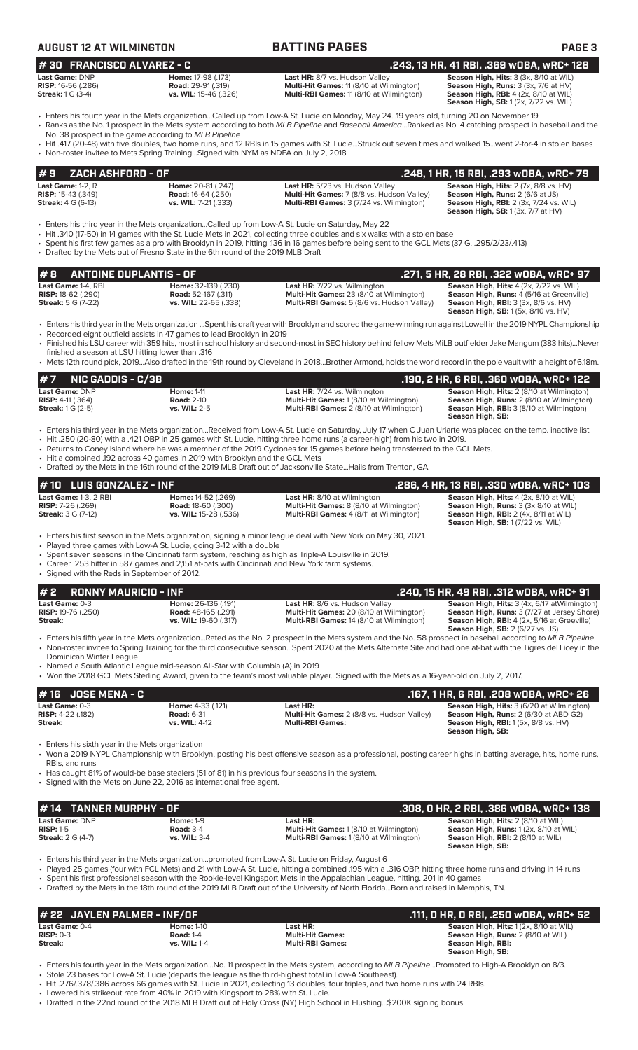**AUGUST 12 AT WILMINGTON** | **BATTING PAGES**

## # 30 FRANCISCO ALVAREZ - C
**.243, 13 HR, 41 RBI, .369 wOBA, wRC+ 128**

| | | | |
|---|---|---|---|
| **Last Game:** DNP | **Home:** 17-98 (.173) | **Last HR:** 8/7 vs. Hudson Valley | **Season High, Hits:** 3 (3x, 8/10 at WIL) |
| **RISP:** 16-56 (.286) | **Road:** 29-91 (.319) | **Multi-Hit Games:** 11 (8/10 at Wilmington) | **Season High, Runs:** 3 (3x, 7/6 at HV) |
| **Streak:** 1 G (3-4) | **vs. WIL:** 15-46 (.326) | **Multi-RBI Games:** 11 (8/10 at Wilmington) | **Season High, RBI:** 4 (2x, 8/10 at WIL) |
| | | | **Season High, SB:** 1 (2x, 7/22 vs. WIL) |

- Enters his fourth year in the Mets organization...Called up from Low-A St. Lucie on Monday, May 24...19 years old, turning 20 on November 19
- Ranks as the No. 1 prospect in the Mets system according to both *MLB Pipeline* and *Baseball America*...Ranked as No. 4 catching prospect in baseball and the No. 38 prospect in the game according to *MLB Pipeline*
- Hit .417 (20-48) with five doubles, two home runs, and 12 RBIs in 15 games with St. Lucie...Struck out seven times and walked 15...went 2-for-4 in stolen bases
- Non-roster invitee to Mets Spring Training...Signed with NYM as NDFA on July 2, 2018

## # 9 ZACH ASHFORD - OF
**.248, 1 HR, 15 RBI, .293 wOBA, wRC+ 79**

| | | | |
|---|---|---|---|
| **Last Game:** 1-2, R | **Home:** 20-81 (.247) | **Last HR:** 5/23 vs. Hudson Valley | **Season High, Hits:** 2 (7x, 8/8 vs. HV) |
| **RISP:** 15-43 (.349) | **Road:** 16-64 (.250) | **Multi-Hit Games:** 7 (8/8 vs. Hudson Valley) | **Season High, Runs:** 2 (6/6 at JS) |
| **Streak:** 4 G (6-13) | **vs. WIL:** 7-21 (.333) | **Multi-RBI Games:** 3 (7/24 vs. Wilmington) | **Season High, RBI:** 2 (3x, 7/24 vs. WIL) |
| | | | **Season High, SB:** 1 (3x, 7/7 at HV) |

- Enters his third year in the Mets organization...Called up from Low-A St. Lucie on Saturday, May 22
- Hit .340 (17-50) in 14 games with the St. Lucie Mets in 2021, collecting three doubles and six walks with a stolen base
- Spent his first few games as a pro with Brooklyn in 2019, hitting .136 in 16 games before being sent to the GCL Mets (37 G, .295/2/23/.413)
- Drafted by the Mets out of Fresno State in the 6th round of the 2019 MLB Draft

## # 8 ANTOINE DUPLANTIS - OF
**.271, 5 HR, 28 RBI, .322 wOBA, wRC+ 97**

| | | | |
|---|---|---|---|
| **Last Game:** 1-4, RBI | **Home:** 32-139 (.230) | **Last HR:** 7/22 vs. Wilmington | **Season High, Hits:** 4 (2x, 7/22 vs. WIL) |
| **RISP:** 18-62 (.290) | **Road:** 52-167 (.311) | **Multi-Hit Games:** 23 (8/10 at Wilmington) | **Season High, Runs:** 4 (5/16 at Greenville) |
| **Streak:** 5 G (7-22) | **vs. WIL:** 22-65 (.338) | **Multi-RBI Games:** 5 (8/6 vs. Hudson Valley) | **Season High, RBI:** 3 (3x, 8/6 vs. HV) |
| | | | **Season High, SB:** 1 (5x, 8/10 vs. HV) |

- Enters his third year in the Mets organization ...Spent his draft year with Brooklyn and scored the game-winning run against Lowell in the 2019 NYPL Championship
- Recorded eight outfield assists in 47 games to lead Brooklyn in 2019
- Finished his LSU career with 359 hits, most in school history and second-most in SEC history behind fellow Mets MiLB outfielder Jake Mangum (383 hits)...Never finished a season at LSU hitting lower than .316
- Mets 12th round pick, 2019...Also drafted in the 19th round by Cleveland in 2018...Brother Armond, holds the world record in the pole vault with a height of 6.18m.

## # 7 NIC GADDIS - C/3B
**.190, 2 HR, 6 RBI, .360 wOBA, wRC+ 122**

| | | | |
|---|---|---|---|
| **Last Game:** DNP | **Home:** 1-11 | **Last HR:** 7/24 vs. Wilmington | **Season High, Hits:** 2 (8/10 at Wilmington) |
| **RISP:** 4-11 (.364) | **Road:** 2-10 | **Multi-Hit Games:** 1 (8/10 at Wilmington) | **Season High, Runs:** 2 (8/10 at Wilmington) |
| **Streak:** 1 G (2-5) | **vs. WIL:** 2-5 | **Multi-RBI Games:** 2 (8/10 at Wilmington) | **Season High, RBI:** 3 (8/10 at Wilmington) |
| | | | **Season High, SB:** |

- Enters his third year in the Mets organization...Received from Low-A St. Lucie on Saturday, July 17 when C Juan Uriarte was placed on the temp. inactive list
- Hit .250 (20-80) with a .421 OBP in 25 games with St. Lucie, hitting three home runs (a career-high) from his two in 2019.
- Returns to Coney Island where he was a member of the 2019 Cyclones for 15 games before being transferred to the GCL Mets.
- Hit a combined .192 across 40 games in 2019 with Brooklyn and the GCL Mets
- Drafted by the Mets in the 16th round of the 2019 MLB Draft out of Jacksonville State...Hails from Trenton, GA.

## # 10 LUIS GONZALEZ - INF
**.286, 4 HR, 13 RBI, .330 wOBA, wRC+ 103**

| | | | |
|---|---|---|---|
| **Last Game:** 1-3, 2 RBI | **Home:** 14-52 (.269) | **Last HR:** 8/10 at Wilmington | **Season High, Hits:** 4 (2x, 8/10 at WIL) |
| **RISP:** 7-26 (.269) | **Road:** 18-60 (.300) | **Multi-Hit Games:** 8 (8/10 at Wilmington) | **Season High, Runs:** 3 (3x 8/10 at WIL) |
| **Streak:** 3 G (7-12) | **vs. WIL:** 15-28 (.536) | **Multi-RBI Games:** 4 (8/11 at Wilmington) | **Season High, RBI:** 2 (4x, 8/11 at WIL) |
| | | | **Season High, SB:** 1 (7/22 vs. WIL) |

- Enters his first season in the Mets organization, signing a minor league deal with New York on May 30, 2021.
- Played three games with Low-A St. Lucie, going 3-12 with a double
- Spent seven seasons in the Cincinnati farm system, reaching as high as Triple-A Louisville in 2019.
- Career .253 hitter in 587 games and 2,151 at-bats with Cincinnati and New York farm systems.
- Signed with the Reds in September of 2012.

## # 2 RONNY MAURICIO - INF
**.240, 15 HR, 49 RBI, .312 wOBA, wRC+ 91**

| | | | |
|---|---|---|---|
| **Last Game:** 0-3 | **Home:** 26-136 (.191) | **Last HR:** 8/6 vs. Hudson Valley | **Season High, Hits:** 3 (4x, 6/17 atWilmington) |
| **RISP:** 19-76 (.250) | **Road:** 48-165 (.291) | **Multi-Hit Games:** 20 (8/10 at Wilmington) | **Season High, Runs:** 3 (7/27 at Jersey Shore) |
| **Streak:** | **vs. WIL:** 19-60 (.317) | **Multi-RBI Games:** 14 (8/10 at Wilmington) | **Season High, RBI:** 4 (2x, 5/16 at Greeville) |
| | | | **Season High, SB:** 2 (6/27 vs. JS) |

- Enters his fifth year in the Mets organization...Rated as the No. 2 prospect in the Mets system and the No. 58 prospect in baseball according to *MLB Pipeline*
- Non-roster invitee to Spring Training for the third consecutive season...Spent 2020 at the Mets Alternate Site and had one at-bat with the Tigres del Licey in the Dominican Winter League
- Named a South Atlantic League mid-season All-Star with Columbia (A) in 2019
- Won the 2018 GCL Mets Sterling Award, given to the team's most valuable player...Signed with the Mets as a 16-year-old on July 2, 2017.

## # 16 JOSE MENA - C
**.167, 1 HR, 6 RBI, .208 wOBA, wRC+ 26**

| | | | |
|---|---|---|---|
| **Last Game:** 0-3 | **Home:** 4-33 (.121) | **Last HR:** | **Season High, Hits:** 3 (6/20 at Wilmington) |
| **RISP:** 4-22 (.182) | **Road:** 6-31 | **Multi-Hit Games:** 2 (8/8 vs. Hudson Valley) | **Season High, Runs:** 2 (6/30 at ABD G2) |
| **Streak:** | **vs. WIL:** 4-12 | **Multi-RBI Games:** | **Season High, RBI:** 1 (5x, 8/8 vs. HV) |
| | | | **Season High, SB:** |

- Enters his sixth year in the Mets organization
- Won a 2019 NYPL Championship with Brooklyn, posting his best offensive season as a professional, posting career highs in batting average, hits, home runs, RBIs, and runs
- Has caught 81% of would-be base stealers (51 of 81) in his previous four seasons in the system.
- Signed with the Mets on June 22, 2016 as international free agent.

## # 14 TANNER MURPHY - OF
**.308, 0 HR, 2 RBI, .386 wOBA, wRC+ 138**

| | | | |
|---|---|---|---|
| **Last Game:** DNP | **Home:** 1-9 | **Last HR:** | **Season High, Hits:** 2 (8/10 at WIL) |
| **RISP:** 1-5 | **Road:** 3-4 | **Multi-Hit Games:** 1 (8/10 at Wilmington) | **Season High, Runs:** 1 (2x, 8/10 at WIL) |
| **Streak:** 2 G (4-7) | **vs. WIL:** 3-4 | **Multi-RBI Games:** 1 (8/10 at Wilmington) | **Season High, RBI:** 2 (8/10 at WIL) |
| | | | **Season High, SB:** |

- Enters his third year in the Mets organization...promoted from Low-A St. Lucie on Friday, August 6
- Played 25 games (four with FCL Mets) and 21 with Low-A St. Lucie, hitting a combined .195 with a .316 OBP, hitting three home runs and driving in 14 runs
- Spent his first professional season with the Rookie-level Kingsport Mets in the Appalachian League, hitting. 201 in 40 games
- Drafted by the Mets in the 18th round of the 2019 MLB Draft out of the University of North Florida...Born and raised in Memphis, TN.

## # 22 JAYLEN PALMER - INF/OF
**.111, 0 HR, 0 RBI, .250 wOBA, wRC+ 52**

| | | | |
|---|---|---|---|
| **Last Game:** 0-4 | **Home:** 1-10 | **Last HR:** | **Season High, Hits:** 1 (2x, 8/10 at WIL) |
| **RISP:** 0-3 | **Road:** 1-4 | **Multi-Hit Games:** | **Season High, Runs:** 2 (8/10 at WIL) |
| **Streak:** | **vs. WIL:** 1-4 | **Multi-RBI Games:** | **Season High, RBI:** |
| | | | **Season High, SB:** |

- Enters his fourth year in the Mets organization...No. 11 prospect in the Mets system, according to *MLB Pipeline*...Promoted to High-A Brooklyn on 8/3.
- Stole 23 bases for Low-A St. Lucie (departs the league as the third-highest total in Low-A Southeast).
- Hit .276/.378/.386 across 66 games with St. Lucie in 2021, collecting 13 doubles, four triples, and two home runs with 24 RBIs.
- Lowered his strikeout rate from 40% in 2019 with Kingsport to 28% with St. Lucie.
- Drafted in the 22nd round of the 2018 MLB Draft out of Holy Cross (NY) High School in Flushing...$200K signing bonus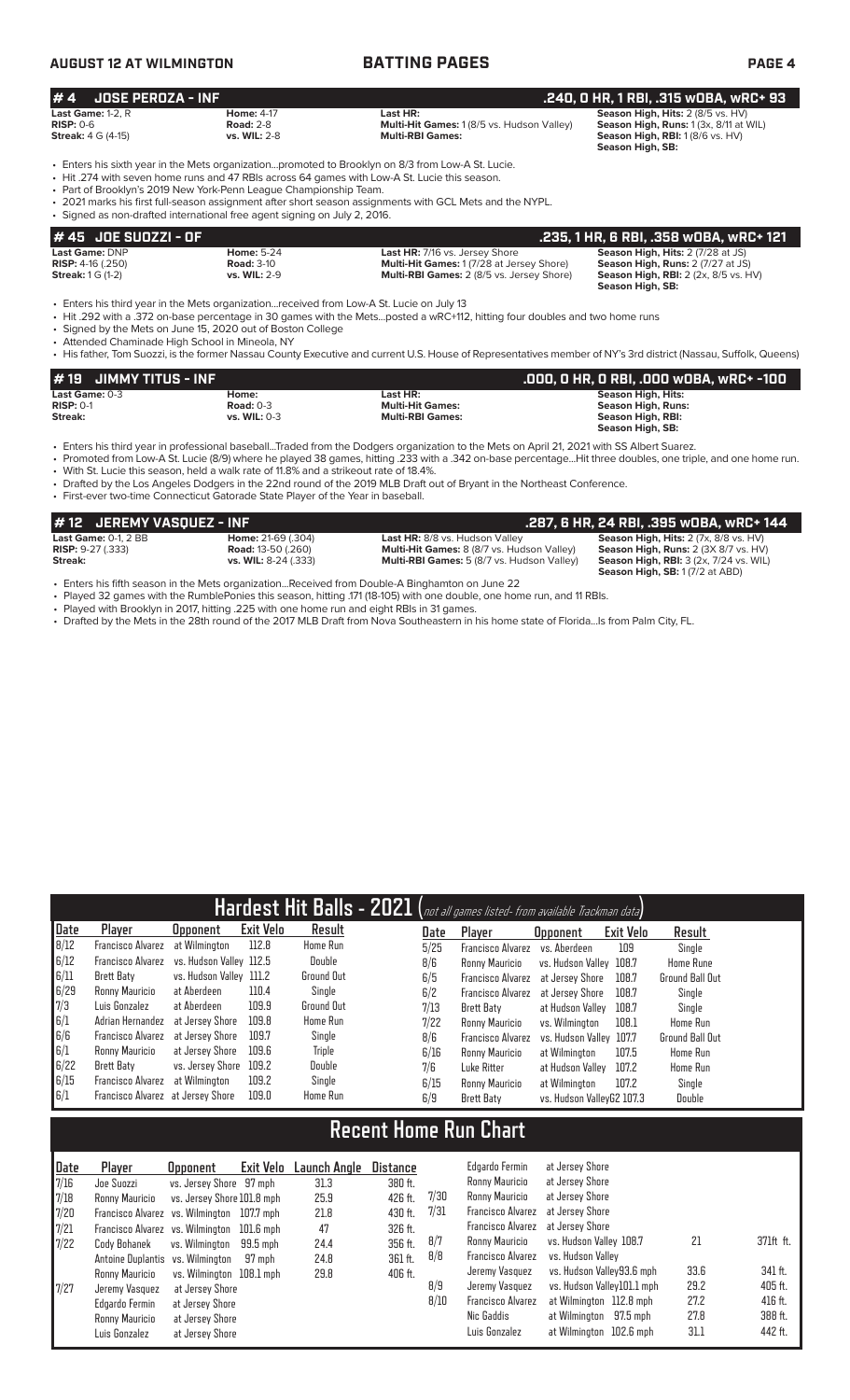## # 4 JOSE PEROZA - INF

**.240, 0 HR, 1 RBI, .315 wOBA, wRC+ 93**

**Last Game:** 1-2, R
**RISP:** 0-6
**Streak:** 4 G (4-15)

**Home:** 4-17
**Road:** 2-8
**vs. WIL:** 2-8

**Last HR:**
**Multi-Hit Games:** 1 (8/5 vs. Hudson Valley)
**Multi-RBI Games:**

**Season High, Hits:** 2 (8/5 vs. HV)
**Season High, Runs:** 1 (3x, 8/11 at WIL)
**Season High, RBI:** 1 (8/6 vs. HV)
**Season High, SB:**

- Enters his sixth year in the Mets organization...promoted to Brooklyn on 8/3 from Low-A St. Lucie.
- Hit .274 with seven home runs and 47 RBIs across 64 games with Low-A St. Lucie this season.
- Part of Brooklyn's 2019 New York-Penn League Championship Team.
- 2021 marks his first full-season assignment after short season assignments with GCL Mets and the NYPL.
- Signed as non-drafted international free agent signing on July 2, 2016.

## # 45 JOE SUOZZI - OF

**.235, 1 HR, 6 RBI, .358 wOBA, wRC+ 121**

**Last Game:** DNP
**RISP:** 4-16 (.250)
**Streak:** 1 G (1-2)

**Home:** 5-24
**Road:** 3-10
**vs. WIL:** 2-9

**Last HR:** 7/16 vs. Jersey Shore
**Multi-Hit Games:** 1 (7/28 at Jersey Shore)
**Multi-RBI Games:** 2 (8/5 vs. Jersey Shore)

**Season High, Hits:** 2 (7/28 at JS)
**Season High, Runs:** 2 (7/27 at JS)
**Season High, RBI:** 2 (2x, 8/5 vs. HV)
**Season High, SB:**

- Enters his third year in the Mets organization...received from Low-A St. Lucie on July 13
- Hit .292 with a .372 on-base percentage in 30 games with the Mets...posted a wRC+112, hitting four doubles and two home runs
- Signed by the Mets on June 15, 2020 out of Boston College
- Attended Chaminade High School in Mineola, NY
- His father, Tom Suozzi, is the former Nassau County Executive and current U.S. House of Representatives member of NY's 3rd district (Nassau, Suffolk, Queens)

## # 19 JIMMY TITUS - INF

**.000, 0 HR, 0 RBI, .000 wOBA, wRC+ -100**

**Last Game:** 0-3
**RISP:** 0-1
**Streak:**

**Home:**
**Road:** 0-3
**vs. WIL:** 0-3

**Last HR:**
**Multi-Hit Games:**
**Multi-RBI Games:**

**Season High, Hits:**
**Season High, Runs:**
**Season High, RBI:**
**Season High, SB:**

- Enters his third year in professional baseball...Traded from the Dodgers organization to the Mets on April 21, 2021 with SS Albert Suarez.
- Promoted from Low-A St. Lucie (8/9) where he played 38 games, hitting .233 with a .342 on-base percentage...Hit three doubles, one triple, and one home run.
- With St. Lucie this season, held a walk rate of 11.8% and a strikeout rate of 18.4%.
- Drafted by the Los Angeles Dodgers in the 22nd round of the 2019 MLB Draft out of Bryant in the Northeast Conference.
- First-ever two-time Connecticut Gatorade State Player of the Year in baseball.

## # 12 JEREMY VASQUEZ - INF

**.287, 6 HR, 24 RBI, .395 wOBA, wRC+ 144**

**Last Game:** 0-1, 2 BB
**RISP:** 9-27 (.333)
**Streak:**

**Home:** 21-69 (.304)
**Road:** 13-50 (.260)
**vs. WIL:** 8-24 (.333)

**Last HR:** 8/8 vs. Hudson Valley
**Multi-Hit Games:** 8 (8/7 vs. Hudson Valley)
**Multi-RBI Games:** 5 (8/7 vs. Hudson Valley)

**Season High, Hits:** 2 (7x, 8/8 vs. HV)
**Season High, Runs:** 2 (3X 8/7 vs. HV)
**Season High, RBI:** 3 (2x, 7/24 vs. WIL)
**Season High, SB:** 1 (7/2 at ABD)

- Enters his fifth season in the Mets organization...Received from Double-A Binghamton on June 22
- Played 32 games with the RumblePonies this season, hitting .171 (18-105) with one double, one home run, and 11 RBIs.
- Played with Brooklyn in 2017, hitting .225 with one home run and eight RBIs in 31 games.
- Drafted by the Mets in the 28th round of the 2017 MLB Draft from Nova Southeastern in his home state of Florida...Is from Palm City, FL.

## Hardest Hit Balls - 2021 (not all games listed- from available Trackman data)

| Date | Player | Opponent | Exit Velo | Result |
|---|---|---|---|---|
| 8/12 | Francisco Alvarez | at Wilmington | 112.8 | Home Run |
| 6/12 | Francisco Alvarez | vs. Hudson Valley | 112.5 | Double |
| 6/11 | Brett Baty | vs. Hudson Valley | 111.2 | Ground Out |
| 6/29 | Ronny Mauricio | at Aberdeen | 110.4 | Single |
| 7/3 | Luis Gonzalez | at Aberdeen | 109.9 | Ground Out |
| 6/1 | Adrian Hernandez | at Jersey Shore | 109.8 | Home Run |
| 6/6 | Francisco Alvarez | at Jersey Shore | 109.7 | Single |
| 6/1 | Ronny Mauricio | at Jersey Shore | 109.6 | Triple |
| 6/22 | Brett Baty | vs. Jersey Shore | 109.2 | Double |
| 6/15 | Francisco Alvarez | at Wilmington | 109.2 | Single |
| 6/1 | Francisco Alvarez | at Jersey Shore | 109.0 | Home Run |
| 5/25 | Francisco Alvarez | vs. Aberdeen | 109 | Single |
| 8/6 | Ronny Mauricio | vs. Hudson Valley | 108.7 | Home Rune |
| 6/5 | Francisco Alvarez | at Jersey Shore | 108.7 | Ground Ball Out |
| 6/2 | Francisco Alvarez | at Jersey Shore | 108.7 | Single |
| 7/13 | Brett Baty | at Hudson Valley | 108.7 | Single |
| 7/22 | Ronny Mauricio | vs. Wilmington | 108.1 | Home Run |
| 8/6 | Francisco Alvarez | vs. Hudson Valley | 107.7 | Ground Ball Out |
| 6/16 | Ronny Mauricio | at Wilmington | 107.5 | Home Run |
| 7/6 | Luke Ritter | at Hudson Valley | 107.2 | Home Run |
| 6/15 | Ronny Mauricio | at Wilmington | 107.2 | Single |
| 6/9 | Brett Baty | vs. Hudson ValleyG2 | 107.3 | Double |

## Recent Home Run Chart

| Date | Player | Opponent | Exit Velo | Launch Angle | Distance |
|---|---|---|---|---|---|
| 7/16 | Joe Suozzi | vs. Jersey Shore | 97 mph | 31.3 | 380 ft. |
| 7/18 | Ronny Mauricio | vs. Jersey Shore | 101.8 mph | 25.9 | 426 ft. |
| 7/20 | Francisco Alvarez | vs. Wilmington | 107.7 mph | 21.8 | 430 ft. |
| 7/21 | Francisco Alvarez | vs. Wilmington | 101.6 mph | 47 | 326 ft. |
| 7/22 | Cody Bohanek | vs. Wilmington | 99.5 mph | 24.4 | 356 ft. |
| | Antoine Duplantis | vs. Wilmington | 97 mph | 24.8 | 361 ft. |
| | Ronny Mauricio | vs. Wilmington | 108.1 mph | 29.8 | 406 ft. |
| 7/27 | Jeremy Vasquez | at Jersey Shore | | | |
| | Edgardo Fermin | at Jersey Shore | | | |
| | Ronny Mauricio | at Jersey Shore | | | |
| | Luis Gonzalez | at Jersey Shore | | | |
| | Edgardo Fermin | at Jersey Shore | | | |
| | Ronny Mauricio | at Jersey Shore | | | |
| 7/30 | Ronny Mauricio | at Jersey Shore | | | |
| 7/31 | Francisco Alvarez | at Jersey Shore | | | |
| | Francisco Alvarez | at Jersey Shore | | | |
| 8/7 | Ronny Mauricio | vs. Hudson Valley | 108.7 | 21 | 371ft ft. |
| 8/8 | Francisco Alvarez | vs. Hudson Valley | | | |
| | Jeremy Vasquez | vs. Hudson Valley | 93.6 mph | 33.6 | 341 ft. |
| 8/9 | Jeremy Vasquez | vs. Hudson Valley | 101.1 mph | 29.2 | 405 ft. |
| 8/10 | Francisco Alvarez | at Wilmington | 112.8 mph | 27.2 | 416 ft. |
| | Nic Gaddis | at Wilmington | 97.5 mph | 27.8 | 388 ft. |
| | Luis Gonzalez | at Wilmington | 102.6 mph | 31.1 | 442 ft. |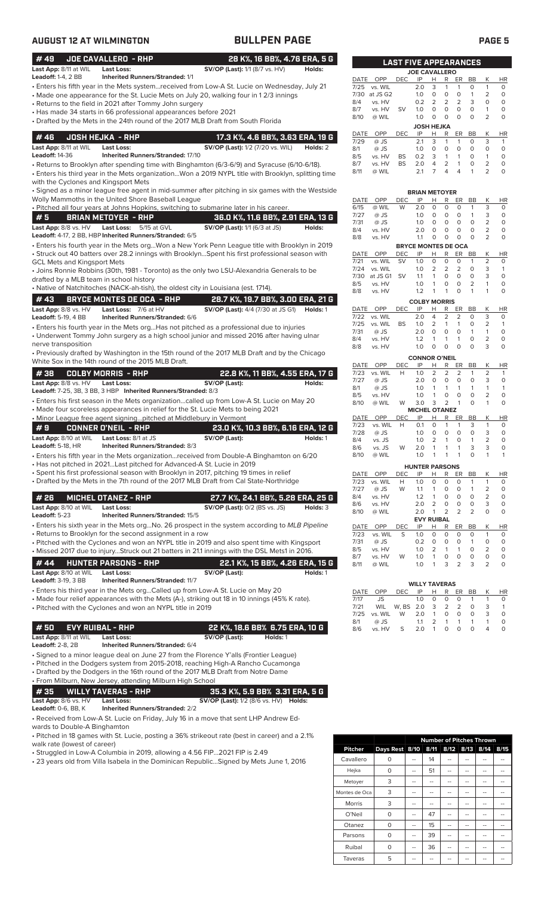## AUGUST 12 AT WILMINGTON — BULLPEN PAGE

### # 49 JOE CAVALLERO - RHP — 28 K%, 16 BB%, 4.76 ERA, 5 G

**Last App:** 8/11 at WIL **Last Loss:** **SV/OP (Last):** 1/1 (8/7 vs. HV) **Holds:**
**Leadoff:** 1-4, 2 BB **Inherited Runners/Stranded:** 1/1

- Enters his fifth year in the Mets system...received from Low-A St. Lucie on Wednesday, July 21
- Made one appearance for the St. Lucie Mets on July 20, walking four in 1 2/3 innings
- Returns to the field in 2021 after Tommy John surgery
- Has made 34 starts in 66 professional appearances before 2021
- Drafted by the Mets in the 24th round of the 2017 MLB Draft from South Florida

### # 46 JOSH HEJKA - RHP — 17.3 K%, 4.6 BB%, 3.63 ERA, 19 G

**Last App:** 8/11 at WIL **Last Loss:** **SV/OP (Last):** 1/2 (7/20 vs. WIL) **Holds:** 2
**Leadoff:** 14-36 **Inherited Runners/Stranded:** 17/10

- Returns to Brooklyn after spending time with Binghamton (6/3-6/9) and Syracuse (6/10-6/18).
- Enters his third year in the Mets organization...Won a 2019 NYPL title with Brooklyn, splitting time with the Cyclones and Kingsport Mets
- Signed as a minor league free agent in mid-summer after pitching in six games with the Westside Wolly Mammoths in the United Shore Baseball League
- Pitched all four years at Johns Hopkins, switching to submarine later in his career.

### # 5 BRIAN METOYER - RHP — 36.0 K%, 11.6 BB%, 2.91 ERA, 13 G

**Last App:** 8/8 vs. HV **Last Loss:** 5/15 at GVL **SV/OP (Last):** 1/1 (6/3 at JS) **Holds:**
**Leadoff:** 4-17, 2 BB, HBP **Inherited Runners/Stranded:** 6/5

- Enters his fourth year in the Mets org...Won a New York Penn League title with Brooklyn in 2019
- Struck out 40 batters over 28.2 innings with Brooklyn...Spent his first professional season with GCL Mets and Kingsport Mets
- Joins Ronnie Robbins (30th, 1981 - Toronto) as the only two LSU-Alexandria Generals to be drafted by a MLB team in school history
- Native of Natchitoches (NACK-ah-tish), the oldest city in Louisiana (est. 1714).

### # 43 BRYCE MONTES DE OCA - RHP — 28.7 K%, 19.7 BB%, 3.00 ERA, 21 G

**Last App:** 8/8 vs. HV **Last Loss:** 7/6 at HV **SV/OP (Last):** 4/4 (7/30 at JS G1) **Holds:** 1
**Leadoff:** 5-19, 4 BB **Inherited Runners/Stranded:** 6/6

- Enters his fourth year in the Mets org...Has not pitched as a professional due to injuries
- Underwent Tommy John surgery as a high school junior and missed 2016 after having ulnar nerve transposition
- Previously drafted by Washington in the 15th round of the 2017 MLB Draft and by the Chicago White Sox in the 14th round of the 2015 MLB Draft.

### # 38 COLBY MORRIS - RHP — 22.8 K%, 11 BB%, 4.55 ERA, 17 G

**Last App:** 8/8 vs. HV **Last Loss:** **SV/OP (Last):** **Holds:**
**Leadoff:** 7-25, 3B, 3 BB, 3 HBP **Inherited Runners/Stranded:** 8/3

- Enters his first season in the Mets organization...called up from Low-A St. Lucie on May 20
- Made four scoreless appearances in relief for the St. Lucie Mets prior to being 2021
- Minor League free agent signing...pitched at Middlebury in Vermont

### # 9 CONNER O'NEIL - RHP — 23.0 K%, 10.3 BB%, 6.16 ERA, 12 G

**Last App:** 8/10 at WIL **Last Loss:** 8/1 at JS **SV/OP (Last):** **Holds:** 1
**Leadoff:** 5-18, HR **Inherited Runners/Stranded:** 8/3

- Enters his fifth year in the Mets organization...received from Double-A Binghamton on 6/20
- Has not pitched in 2021...Last pitched for Advanced-A St. Lucie in 2019
- Spent his first professional season with Brooklyn in 2017, pitching 19 times in relief
- Drafted by the Mets in the 7th round of the 2017 MLB Draft from Cal State-Northridge

### # 26 MICHEL OTANEZ - RHP — 27.7 K%, 24.1 BB%, 5.28 ERA, 25 G

**Last App:** 8/10 at WIL **Last Loss:** **SV/OP (Last):** 0/2 (BS vs. JS) **Holds:** 3
**Leadoff:** 5-23 **Inherited Runners/Stranded:** 15/5

- Enters his sixth year in the Mets org...No. 26 prospect in the system according to *MLB Pipeline*
- Returns to Brooklyn for the second assignment in a row
- Pitched with the Cyclones and won an NYPL title in 2019 and also spent time with Kingsport
- Missed 2017 due to injury...Struck out 21 batters in 21.1 innings with the DSL Mets1 in 2016.

### # 44 HUNTER PARSONS - RHP — 22.1 K%, 15 BB%, 4.26 ERA, 15 G

**Last App:** 8/10 at WIL **Last Loss:** **SV/OP (Last):** **Holds:** 1
**Leadoff:** 3-19, 3 BB **Inherited Runners/Stranded:** 11/7

- Enters his third year in the Mets org...Called up from Low-A St. Lucie on May 20
- Made four relief appearances with the Mets (A-), striking out 18 in 10 innings (45% K rate).
- Pitched with the Cyclones and won an NYPL title in 2019

### # 50 EVY RUIBAL - RHP — 22 K%, 18.6 BB% 6.75 ERA, 10 G

**Last App:** 8/11 at WIL **Last Loss:** **SV/OP (Last):** **Holds:** 1
**Leadoff:** 2-8, 2B **Inherited Runners/Stranded:** 6/4

- Signed to a minor league deal on June 27 from the Florence Y'alls (Frontier League)
- Pitched in the Dodgers system from 2015-2018, reaching High-A Rancho Cucamonga
- Drafted by the Dodgers in the 16th round of the 2017 MLB Draft from Notre Dame
- From Milburn, New Jersey, attending Milburn High School

### # 35 WILLY TAVERAS - RHP — 35.3 K%, 5.9 BB% 3.31 ERA, 5 G

**Last App:** 8/6 vs. HV **Last Loss:** **SV/OP (Last):** 1/2 (8/6 vs. HV) **Holds:**
**Leadoff:** 0-6, BB, K **Inherited Runners/Stranded:** 2/2

- Received from Low-A St. Lucie on Friday, July 16 in a move that sent LHP Andrew Edwards to Double-A Binghamton
- Pitched in 18 games with St. Lucie, posting a 36% strikeout rate (best in career) and a 2.1% walk rate (lowest of career)
- Struggled in Low-A Columbia in 2019, allowing a 4.56 FIP...2021 FIP is 2.49
- 23 years old from Villa Isabela in the Dominican Republic...Signed by Mets June 1, 2016

## LAST FIVE APPEARANCES

**JOE CAVALLERO**

| DATE | OPP | DEC | IP | H | R | ER | BB | K | HR |
|---|---|---|---|---|---|---|---|---|---|
| 7/25 | vs. WIL | | 2.0 | 3 | 1 | 1 | 0 | 1 | 0 |
| 7/30 | at JS G2 | | 1.0 | 0 | 0 | 0 | 1 | 2 | 0 |
| 8/4 | vs. HV | | 0.2 | 2 | 2 | 2 | 3 | 0 | 0 |
| 8/7 | vs. HV | SV | 1.0 | 0 | 0 | 0 | 0 | 1 | 0 |
| 8/10 | @ WIL | | 1.0 | 0 | 0 | 0 | 0 | 2 | 0 |

**JOSH HEJKA**

| DATE | OPP | DEC | IP | H | R | ER | BB | K | HR |
|---|---|---|---|---|---|---|---|---|---|
| 7/29 | @ JS | | 2.1 | 3 | 1 | 1 | 0 | 3 | 1 |
| 8/1 | @ JS | | 1.0 | 0 | 0 | 0 | 0 | 0 | 0 |
| 8/5 | vs. HV | BS | 0.2 | 3 | 1 | 1 | 0 | 1 | 0 |
| 8/7 | vs. HV | BS | 2.0 | 4 | 2 | 1 | 0 | 2 | 0 |
| 8/11 | @ WIL | | 2.1 | 7 | 4 | 4 | 1 | 2 | 0 |

**BRIAN METOYER**

| DATE | OPP | DEC | IP | H | R | ER | BB | K | HR |
|---|---|---|---|---|---|---|---|---|---|
| 6/15 | @ WIL | W | 2.0 | 0 | 0 | 0 | 1 | 3 | 0 |
| 7/27 | @ JS | | 1.0 | 0 | 0 | 0 | 1 | 3 | 0 |
| 7/31 | @ JS | | 1.0 | 0 | 0 | 0 | 0 | 2 | 0 |
| 8/4 | vs. HV | | 2.0 | 0 | 0 | 0 | 0 | 2 | 0 |
| 8/8 | vs. HV | | 1.1 | 0 | 0 | 0 | 0 | 2 | 0 |

**BRYCE MONTES DE OCA**

| DATE | OPP | DEC | IP | H | R | ER | BB | K | HR |
|---|---|---|---|---|---|---|---|---|---|
| 7/21 | vs. WIL | SV | 1.0 | 0 | 0 | 0 | 1 | 2 | 0 |
| 7/24 | vs. WIL | | 1.0 | 2 | 2 | 2 | 0 | 3 | 1 |
| 7/30 | at JS G1 | SV | 1.1 | 1 | 0 | 0 | 0 | 3 | 0 |
| 8/5 | vs. HV | | 1.0 | 1 | 0 | 0 | 2 | 1 | 0 |
| 8/8 | vs. HV | | 1.2 | 1 | 1 | 0 | 1 | 1 | 0 |

**COLBY MORRIS**

| DATE | OPP | DEC | IP | H | R | ER | BB | K | HR |
|---|---|---|---|---|---|---|---|---|---|
| 7/22 | vs. WIL | | 2.0 | 4 | 2 | 2 | 0 | 3 | 0 |
| 7/25 | vs. WIL | BS | 1.0 | 2 | 1 | 1 | 0 | 2 | 1 |
| 7/31 | @ JS | | 2.0 | 0 | 0 | 0 | 1 | 1 | 0 |
| 8/4 | vs. HV | | 1.2 | 1 | 1 | 1 | 0 | 2 | 0 |
| 8/8 | vs. HV | | 1.0 | 0 | 0 | 0 | 0 | 3 | 0 |

**CONNOR O'NEIL**

| DATE | OPP | DEC | IP | H | R | ER | BB | K | HR |
|---|---|---|---|---|---|---|---|---|---|
| 7/23 | vs. WIL | H | 1.0 | 2 | 2 | 2 | 1 | 2 | 1 |
| 7/27 | @ JS | | 2.0 | 0 | 0 | 0 | 0 | 3 | 0 |
| 8/1 | @ JS | | 1.0 | 1 | 1 | 1 | 1 | 1 | 1 |
| 8/5 | vs. HV | | 1.0 | 1 | 0 | 0 | 0 | 2 | 0 |
| 8/10 | @ WIL | W | 3.0 | 3 | 2 | 1 | 0 | 1 | 0 |

**MICHEL OTANEZ**

| DATE | OPP | DEC | IP | H | R | ER | BB | K | HR |
|---|---|---|---|---|---|---|---|---|---|
| 7/23 | vs. WIL | H | 0.1 | 0 | 1 | 1 | 3 | 1 | 0 |
| 7/28 | @ JS | | 1.0 | 0 | 0 | 0 | 0 | 3 | 0 |
| 8/4 | vs. JS | | 1.0 | 2 | 1 | 0 | 1 | 2 | 0 |
| 8/6 | vs. JS | W | 2.0 | 1 | 1 | 1 | 3 | 3 | 0 |
| 8/10 | @ WIL | | 1.0 | 1 | 1 | 1 | 0 | 1 | 1 |

**HUNTER PARSONS**

| DATE | OPP | DEC | IP | H | R | ER | BB | K | HR |
|---|---|---|---|---|---|---|---|---|---|
| 7/23 | vs. WIL | H | 1.0 | 0 | 0 | 0 | 1 | 1 | 0 |
| 7/27 | @ JS | W | 1.1 | 1 | 0 | 0 | 1 | 2 | 0 |
| 8/4 | vs. HV | | 1.2 | 1 | 0 | 0 | 0 | 2 | 0 |
| 8/6 | vs. HV | | 2.0 | 2 | 0 | 0 | 0 | 3 | 0 |
| 8/10 | @ WIL | | 2.0 | 1 | 2 | 2 | 2 | 0 | 0 |

**EVY RUIBAL**

| DATE | OPP | DEC | IP | H | R | ER | BB | K | HR |
|---|---|---|---|---|---|---|---|---|---|
| 7/23 | vs. WIL | S | 1.0 | 0 | 0 | 0 | 0 | 1 | 0 |
| 7/31 | @ JS | | 0.2 | 0 | 0 | 0 | 1 | 0 | 0 |
| 8/5 | vs. HV | | 1.0 | 2 | 1 | 1 | 0 | 2 | 0 |
| 8/7 | vs. HV | W | 1.0 | 1 | 0 | 0 | 0 | 0 | 0 |
| 8/11 | @ WIL | | 1.0 | 1 | 3 | 2 | 3 | 2 | 0 |

**WILLY TAVERAS**

| DATE | OPP | DEC | IP | H | R | ER | BB | K | HR |
|---|---|---|---|---|---|---|---|---|---|
| 7/17 | JS | | 1.0 | 0 | 0 | 0 | 1 | 1 | 0 |
| 7/21 | WIL | W, BS | 2.0 | 3 | 2 | 2 | 0 | 3 | 1 |
| 7/25 | vs. WIL | W | 2.0 | 1 | 0 | 0 | 0 | 3 | 0 |
| 8/1 | @ JS | | 1.1 | 2 | 1 | 1 | 1 | 1 | 0 |
| 8/6 | vs. HV | S | 2.0 | 1 | 0 | 0 | 0 | 4 | 0 |

## Number of Pitches Thrown

| Pitcher | Days Rest | 8/10 | 8/11 | 8/12 | 8/13 | 8/14 | 8/15 |
|---|---|---|---|---|---|---|---|
| Cavallero | 0 | -- | 14 | -- | -- | -- | -- |
| Hejka | 0 | -- | 51 | -- | -- | -- | -- |
| Metoyer | 3 | -- | -- | -- | -- | -- | -- |
| Montes de Oca | 3 | -- | -- | -- | -- | -- | -- |
| Morris | 3 | -- | -- | -- | -- | -- | -- |
| O'Neil | 0 | -- | 47 | -- | -- | -- | -- |
| Otanez | 0 | -- | 15 | -- | -- | -- | -- |
| Parsons | 0 | -- | 39 | -- | -- | -- | -- |
| Ruibal | 0 | -- | 36 | -- | -- | -- | -- |
| Taveras | 5 | -- | -- | -- | -- | -- | -- |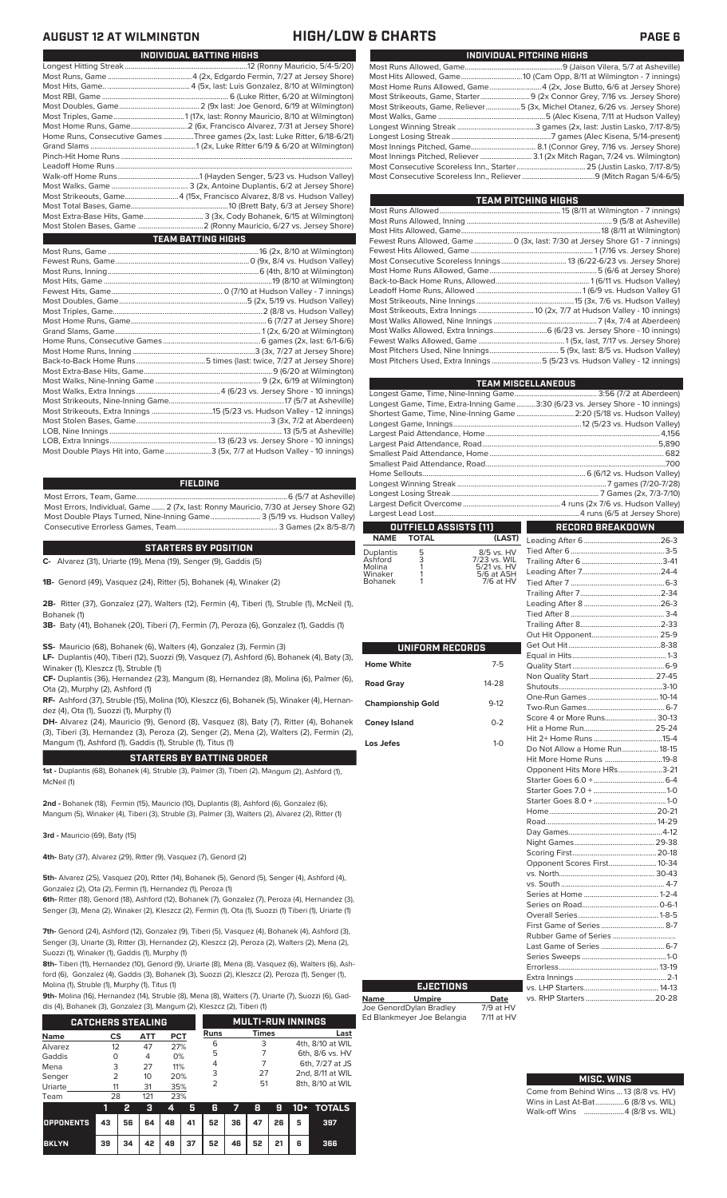# AUGUST 12 AT WILMINGTON — HIGH/LOW & CHARTS

## INDIVIDUAL BATTING HIGHS

| | |
|---|---|
| Longest Hitting Streak | 12 (Ronny Mauricio, 5/4-5/20) |
| Most Runs, Game | 4 (2x, Edgardo Fermin, 7/27 at Jersey Shore) |
| Most Hits, Game | 4 (5x, last: Luis Gonzalez, 8/10 at Wilmington) |
| Most RBI, Game | 6 (Luke Ritter, 6/20 at Wilmington) |
| Most Doubles, Game | 2 (9x last: Joe Genord, 6/19 at Wilmington) |
| Most Triples, Game | 1 (17x, last: Ronny Mauricio, 8/10 at Wilmington) |
| Most Home Runs, Game | 2 (6x, Francisco Alvarez, 7/31 at Jersey Shore) |
| Home Runs, Consecutive Games | Three games (2x, last: Luke Ritter, 6/18-6/21) |
| Grand Slams | 1 (2x, Luke Ritter 6/19 & 6/20 at Wilmington) |
| Pinch-Hit Home Runs | |
| Leadoff Home Runs | |
| Walk-off Home Runs | 1 (Hayden Senger, 5/23 vs. Hudson Valley) |
| Most Walks, Game | 3 (2x, Antoine Duplantis, 6/2 at Jersey Shore) |
| Most Strikeouts, Game | 4 (15x, Francisco Alvarez, 8/8 vs. Hudson Valley) |
| Most Total Bases, Game | 10 (Brett Baty, 6/3 at Jersey Shore) |
| Most Extra-Base Hits, Game | 3 (3x, Cody Bohanek, 6/15 at Wilmington) |
| Most Stolen Bases, Game | 2 (Ronny Mauricio, 6/27 vs. Jersey Shore) |

## TEAM BATTING HIGHS

| | |
|---|---|
| Most Runs, Game | 16 (2x, 8/10 at Wilmington) |
| Fewest Runs, Game | 0 (9x, 8/4 vs. Hudson Valley) |
| Most Runs, Inning | 6 (4th, 8/10 at Wilmington) |
| Most Hits, Game | 19 (8/10 at Wilmington) |
| Fewest Hits, Game | 0 (7/10 at Hudson Valley - 7 innings) |
| Most Doubles, Game | 5 (2x, 5/19 vs. Hudson Valley) |
| Most Triples, Game | 2 (8/8 vs. Hudson Valley) |
| Most Home Runs, Game | 6 (7/27 at Jersey Shore) |
| Grand Slams, Game | 1 (2x, 6/20 at Wilmington) |
| Home Runs, Consecutive Games | 6 games (2x, last: 6/1-6/6) |
| Most Home Runs, Inning | 3 (3x, 7/27 at Jersey Shore) |
| Back-to-Back Home Runs | 5 times (last: twice, 7/27 at Jersey Shore) |
| Most Extra-Base Hits, Game | 9 (6/20 at Wilmington) |
| Most Walks, Nine-Inning Game | 9 (2x, 6/19 at Wilmington) |
| Most Walks, Extra Innings | 4 (6/23 vs. Jersey Shore - 10 innings) |
| Most Strikeouts, Nine-Inning Game | 17 (5/7 at Asheville) |
| Most Strikeouts, Extra Innings | 15 (5/23 vs. Hudson Valley - 12 innings) |
| Most Stolen Bases, Game | 3 (3x, 7/2 at Aberdeen) |
| LOB, Nine Innings | 13 (5/5 at Asheville) |
| LOB, Extra Innings | 13 (6/23 vs. Jersey Shore - 10 innings) |
| Most Double Plays Hit into, Game | 3 (5x, 7/7 at Hudson Valley - 10 innings) |

## FIELDING

| | |
|---|---|
| Most Errors, Team, Game | 6 (5/7 at Asheville) |
| Most Errors, Individual, Game | 2 (7x, last: Ronny Mauricio, 7/30 at Jersey Shore G2) |
| Most Double Plays Turned, Nine-Inning Game | 3 (5/19 vs. Hudson Valley) |
| Consecutive Errorless Games, Team | 3 Games (2x 8/5-8/7) |

## STARTERS BY POSITION

**C-** Alvarez (31), Uriarte (19), Mena (19), Senger (9), Gaddis (5)

**1B-** Genord (49), Vasquez (24), Ritter (5), Bohanek (4), Winaker (2)

**2B-** Ritter (37), Gonzalez (27), Walters (12), Fermin (4), Tiberi (1), Struble (1), McNeil (1), Bohanek (1)

**3B-** Baty (41), Bohanek (20), Tiberi (7), Fermin (7), Peroza (6), Gonzalez (1), Gaddis (1)

**SS-** Mauricio (68), Bohanek (6), Walters (4), Gonzalez (3), Fermin (3)

**LF-** Duplantis (40), Tiberi (12), Suozzi (9), Vasquez (7), Ashford (6), Bohanek (4), Baty (3), Winaker (1), Kleszcz (1), Struble (1)

**CF-** Duplantis (36), Hernandez (23), Mangum (8), Hernandez (8), Molina (6), Palmer (6), Ota (2), Murphy (2), Ashford (1)

**RF-** Ashford (37), Struble (15), Molina (10), Kleszcz (6), Bohanek (5), Winaker (4), Hernandez (4), Ota (1), Suozzi (1), Murphy (1)

**DH-** Alvarez (24), Mauricio (9), Genord (8), Vasquez (8), Baty (7), Ritter (4), Bohanek (3), Tiberi (3), Hernandez (3), Peroza (3), Senger (2), Mena (2), Walters (2), Fermin (2), Mangum (1), Ashford (1), Gaddis (1), Struble (1), Titus (1)

## STARTERS BY BATTING ORDER

**1st -** Duplantis (68), Bohanek (4), Struble (3), Palmer (3), Tiberi (2), Mangum (2), Ashford (1), McNeil (1)

**2nd -** Bohanek (18), Fermin (15), Mauricio (10), Duplantis (8), Ashford (6), Gonzalez (6), Mangum (5), Winaker (4), Tiberi (3), Struble (3), Palmer (3), Walters (2), Alvarez (2), Ritter (1)

**3rd -** Mauricio (69), Baty (15)

**4th-** Baty (37), Alvarez (29), Ritter (9), Vasquez (7), Genord (2)

**5th-** Alvarez (25), Vasquez (20), Ritter (14), Bohanek (5), Genord (5), Senger (4), Ashford (4), Gonzalez (2), Ota (2), Fermin (1), Hernandez (1), Peroza (1)

**6th-** Ritter (18), Genord (18), Ashford (12), Bohanek (7), Gonzalez (7), Peroza (4), Hernandez (3), Senger (3), Mena (2), Winaker (2), Kleszcz (2), Fermin (1), Ota (1), Suozzi (1) Tiberi (1), Uriarte (1)

**7th-** Genord (24), Ashford (12), Gonzalez (9), Tiberi (5), Vasquez (4), Bohanek (4), Ashford (3), Senger (3), Uriarte (3), Hernandez (3), Kleszcz (2), Peroza (2), Walters (2), Mena (2), Suozzi (1), Winaker (1), Gaddis (1), Murphy (1)

**8th-** Tiberi (11), Hernandez (10), Genord (9), Uriarte (8), Mena (8), Vasquez (6), Walters (6), Ashford (6), Gonzalez (4), Gaddis (3), Bohanek (3), Suozzi (2), Kleszcz (2), Peroza (1), Senger (1), Molina (1), Struble (1), Murphy (1), Titus (1)

**9th-** Molina (16), Hernandez (14), Struble (8), Mena (8), Walters (7), Uriarte (7), Suozzi (6), Gaddis (4), Bohanek (3), Gonzalez (3), Mangum (2), Kleszcz (2), Tiberi (1)

## CATCHERS STEALING

| Name | CS | ATT | PCT |
|---|---|---|---|
| Alvarez | 12 | 47 | 27% |
| Gaddis | 0 | 4 | 0% |
| Mena | 3 | 27 | 11% |
| Senger | 2 | 10 | 20% |
| Uriarte | 11 | 31 | 35% |
| Team | 28 | 121 | 23% |

## MULTI-RUN INNINGS

| Runs | Times | Last |
|---|---|---|
| 6 | 3 | 4th, 8/10 at WIL |
| 5 | 7 | 6th, 8/6 vs. HV |
| 4 | 7 | 6th, 7/27 at JS |
| 3 | 27 | 2nd, 8/11 at WIL |
| 2 | 51 | 8th, 8/10 at WIL |

| | 1 | 2 | 3 | 4 | 5 | 6 | 7 | 8 | 9 | 10+ | TOTALS |
|---|---|---|---|---|---|---|---|---|---|---|---|
| OPPONENTS | 43 | 56 | 64 | 48 | 41 | 52 | 36 | 47 | 26 | 5 | 397 |
| BKLYN | 39 | 34 | 42 | 49 | 37 | 52 | 46 | 52 | 21 | 6 | 366 |

## INDIVIDUAL PITCHING HIGHS

| | |
|---|---|
| Most Runs Allowed, Game | 9 (Jaison Vilera, 5/7 at Asheville) |
| Most Hits Allowed, Game | 10 (Cam Opp, 8/11 at Wilmington - 7 innings) |
| Most Home Runs Allowed, Game | 4 (2x, Jose Butto, 6/6 at Jersey Shore) |
| Most Strikeouts, Game, Starter | 9 (2x Connor Grey, 7/16 vs. Jersey Shore) |
| Most Strikeouts, Game, Reliever | 5 (3x, Michel Otanez, 6/26 vs. Jersey Shore) |
| Most Walks, Game | 5 (Alec Kisena, 7/11 at Hudson Valley) |
| Longest Winning Streak | 3 games (2x, last: Justin Lasko, 7/17-8/5) |
| Longest Losing Streak | 7 games (Alec Kisena, 5/14-present) |
| Most Innings Pitched, Game | 8.1 (Connor Grey, 7/16 vs. Jersey Shore) |
| Most Innings Pitched, Reliever | 3.1 (2x Mitch Ragan, 7/24 vs. Wilmington) |
| Most Consecutive Scoreless Inn., Starter | 25 (Justin Lasko, 7/17-8/5) |
| Most Consecutive Scoreless Inn., Reliever | 9 (Mitch Ragan 5/4-6/5) |

## TEAM PITCHING HIGHS

| | |
|---|---|
| Most Runs Allowed | 15 (8/11 at Wilmington - 7 innings) |
| Most Runs Allowed, Inning | 9 (5/8 at Asheville) |
| Most Hits Allowed, Game | 18 (8/11 at Wilmington) |
| Fewest Runs Allowed, Game | 0 (3x, last: 7/30 at Jersey Shore G1 - 7 innings) |
| Fewest Hits Allowed, Game | 1 (7/16 vs. Jersey Shore) |
| Most Consecutive Scoreless Innings | 13 (6/22-6/23 vs. Jersey Shore) |
| Most Home Runs Allowed, Game | 5 (6/6 at Jersey Shore) |
| Back-to-Back Home Runs, Allowed | 1 (6/11 vs. Hudson Valley) |
| Leadoff Home Runs, Allowed | 1 (6/9 vs. Hudson Valley G1 |
| Most Strikeouts, Nine Innings | 15 (3x, 7/6 vs. Hudson Valley) |
| Most Strikeouts, Extra Innings | 10 (2x, 7/7 at Hudson Valley - 10 innings) |
| Most Walks Allowed, Nine Innings | 7 (4x, 7/4 at Aberdeen) |
| Most Walks Allowed, Extra Innings | 6 (6/23 vs. Jersey Shore - 10 innings) |
| Fewest Walks Allowed, Game | 1 (5x, last, 7/17 vs. Jersey Shore) |
| Most Pitchers Used, Nine Innings | 5 (9x, last: 8/5 vs. Hudson Valley) |
| Most Pitchers Used, Extra Innings | 5 (5/23 vs. Hudson Valley - 12 innings) |

## TEAM MISCELLANEOUS

| | |
|---|---|
| Longest Game, Time, Nine-Inning Game | 3:56 (7/2 at Aberdeen) |
| Longest Game, Time, Extra-Inning Game | 3:30 (6/23 vs. Jersey Shore - 10 innings) |
| Shortest Game, Time, Nine-Inning Game | 2:20 (5/18 vs. Hudson Valley) |
| Longest Game, Innings | 12 (5/23 vs. Hudson Valley) |
| Largest Paid Attendance, Home | 4,156 |
| Largest Paid Attendance, Road | 5,890 |
| Smallest Paid Attendance, Home | 682 |
| Smallest Paid Attendance, Road | 700 |
| Home Sellouts | 6 (6/12 vs. Hudson Valley) |
| Longest Winning Streak | 7 games (7/20-7/28) |
| Longest Losing Streak | 7 Games (2x, 7/3-7/10) |
| Largest Deficit Overcome | 4 runs (2x 7/6 vs. Hudson Valley) |
| Largest Lead Lost | 4 runs (6/5 at Jersey Shore) |

## OUTFIELD ASSISTS (11)

| NAME | TOTAL | (LAST) |
|---|---|---|
| Duplantis | 5 | 8/5 vs. HV |
| Ashford | 3 | 7/23 vs. WIL |
| Molina | 1 | 5/21 vs. HV |
| Winaker | 1 | 5/6 at ASH |
| Bohanek | 1 | 7/6 at HV |

## UNIFORM RECORDS

| | |
|---|---|
| Home White | 7-5 |
| Road Gray | 14-28 |
| Championship Gold | 9-12 |
| Coney Island | 0-2 |
| Los Jefes | 1-0 |

## EJECTIONS

| Name | Umpire | Date |
|---|---|---|
| Joe Genord | Dylan Bradley | 7/9 at HV |
| Ed Blankmeyer | Joe Belangia | 7/11 at HV |

## RECORD BREAKDOWN

| | |
|---|---|
| Leading After 6 | 26-3 |
| Tied After 6 | 3-5 |
| Trailing After 6 | 3-41 |
| Leading After 7 | 24-4 |
| Tied After 7 | 6-3 |
| Trailing After 7 | 2-34 |
| Leading After 8 | 26-3 |
| Tied After 8 | 3-4 |
| Trailing After 8 | 2-33 |
| Out Hit Opponent | 25-9 |
| Get Out Hit | 8-38 |
| Equal in Hits | 1-3 |
| Quality Start | 6-9 |
| Non Quality Start | 27-45 |
| Shutouts | 3-10 |
| One-Run Games | 10-14 |
| Two-Run Games | 6-7 |
| Score 4 or More Runs | 30-13 |
| Hit a Home Run | 25-24 |
| Hit 2+ Home Runs | 15-4 |
| Do Not Allow a Home Run | 18-15 |
| Hit More Home Runs | 19-8 |
| Opponent Hits More HRs | 3-21 |
| Starter Goes 6.0 + | 6-4 |
| Starter Goes 7.0 + | 1-0 |
| Starter Goes 8.0 + | 1-0 |
| Home | 20-21 |
| Road | 14-29 |
| Day Games | 4-12 |
| Night Games | 29-38 |
| Scoring First | 20-18 |
| Opponent Scores First | 10-34 |
| vs. North | 30-43 |
| vs. South | 4-7 |
| Series at Home | 1-2-4 |
| Series on Road | 0-6-1 |
| Overall Series | 1-8-5 |
| First Game of Series | 8-7 |
| Rubber Game of Series | |
| Last Game of Series | 6-7 |
| Series Sweeps | 1-0 |
| Errorless | 13-19 |
| Extra Innings | 2-1 |
| vs. LHP Starters | 14-13 |
| vs. RHP Starters | 20-28 |

## MISC. WINS

| | |
|---|---|
| Come from Behind Wins | 13 (8/8 vs. HV) |
| Wins in Last At-Bat | 6 (8/8 vs. WIL) |
| Walk-off Wins | 4 (8/8 vs. WIL) |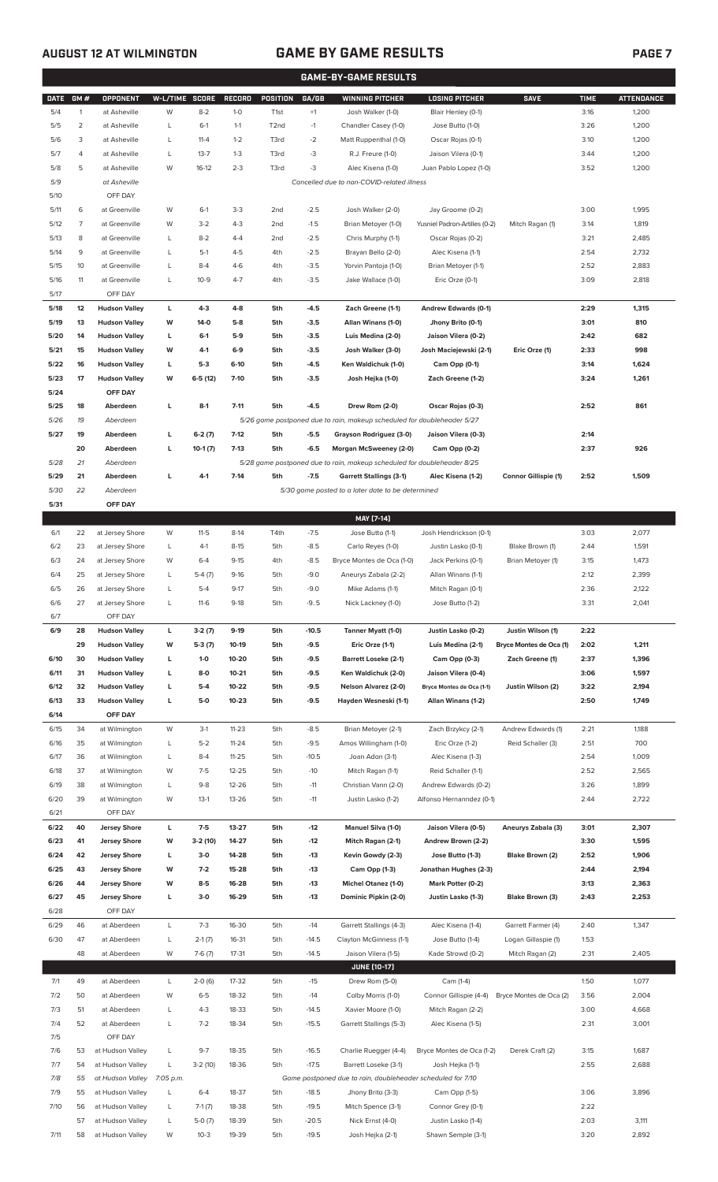## AUGUST 12 AT WILMINGTON — GAME BY GAME RESULTS

### GAME-BY-GAME RESULTS

| DATE | GM # | OPPONENT | W-L/TIME | SCORE | RECORD | POSITION | GA/GB | WINNING PITCHER | LOSING PITCHER | SAVE | TIME | ATTENDANCE |
|---|---|---|---|---|---|---|---|---|---|---|---|---|
| 5/4 | 1 | at Asheville | W | 8-2 | 1-0 | T1st | +1 | Josh Walker (1-0) | Blair Henley (0-1) | | 3:16 | 1,200 |
| 5/5 | 2 | at Asheville | L | 6-1 | 1-1 | T2nd | -1 | Chandler Casey (1-0) | Jose Butto (1-0) | | 3:26 | 1,200 |
| 5/6 | 3 | at Asheville | L | 11-4 | 1-2 | T3rd | -2 | Matt Ruppenthal (1-0) | Oscar Rojas (0-1) | | 3:10 | 1,200 |
| 5/7 | 4 | at Asheville | L | 13-7 | 1-3 | T3rd | -3 | R.J. Freure (1-0) | Jaison Vilera (0-1) | | 3:44 | 1,200 |
| 5/8 | 5 | at Asheville | W | 16-12 | 2-3 | T3rd | -3 | Alec Kisena (1-0) | Juan Pablo Lopez (1-0) | | 3:52 | 1,200 |
| 5/9 | | at Asheville | | | | | | *Cancelled due to non-COVID-related illness* | | | | |
| 5/10 | | OFF DAY | | | | | | | | | | |
| 5/11 | 6 | at Greenville | W | 6-1 | 3-3 | 2nd | -2.5 | Josh Walker (2-0) | Jay Groome (0-2) | | 3:00 | 1,995 |
| 5/12 | 7 | at Greenville | W | 3-2 | 4-3 | 2nd | -1.5 | Brian Metoyer (1-0) | Yusniel Padron-Artilles (0-2) | Mitch Ragan (1) | 3:14 | 1,819 |
| 5/13 | 8 | at Greenville | L | 8-2 | 4-4 | 2nd | -2.5 | Chris Murphy (1-1) | Oscar Rojas (0-2) | | 3:21 | 2,485 |
| 5/14 | 9 | at Greenville | L | 5-1 | 4-5 | 4th | -2.5 | Brayan Bello (2-0) | Alec Kisena (1-1) | | 2:54 | 2,732 |
| 5/15 | 10 | at Greenville | L | 8-4 | 4-6 | 4th | -3.5 | Yorvin Pantoja (1-0) | Brian Metoyer (1-1) | | 2:52 | 2,883 |
| 5/16 | 11 | at Greenville | L | 10-9 | 4-7 | 4th | -3.5 | Jake Wallace (1-0) | Eric Orze (0-1) | | 3:09 | 2,818 |
| 5/17 | | OFF DAY | | | | | | | | | | |
| **5/18** | **12** | **Hudson Valley** | **L** | **4-3** | **4-8** | **5th** | **-4.5** | **Zach Greene (1-1)** | **Andrew Edwards (0-1)** | | **2:29** | **1,315** |
| **5/19** | **13** | **Hudson Valley** | **W** | **14-0** | **5-8** | **5th** | **-3.5** | **Allan Winans (1-0)** | **Jhony Brito (0-1)** | | **3:01** | **810** |
| **5/20** | **14** | **Hudson Valley** | **L** | **6-1** | **5-9** | **5th** | **-3.5** | **Luis Medina (2-0)** | **Jaison Vilera (0-2)** | | **2:42** | **682** |
| **5/21** | **15** | **Hudson Valley** | **W** | **4-1** | **6-9** | **5th** | **-3.5** | **Josh Walker (3-0)** | **Josh Maciejewski (2-1)** | **Eric Orze (1)** | **2:33** | **998** |
| **5/22** | **16** | **Hudson Valley** | **L** | **5-3** | **6-10** | **5th** | **-4.5** | **Ken Waldichuk (1-0)** | **Cam Opp (0-1)** | | **3:14** | **1,624** |
| **5/23** | **17** | **Hudson Valley** | **W** | **6-5 (12)** | **7-10** | **5th** | **-3.5** | **Josh Hejka (1-0)** | **Zach Greene (1-2)** | | **3:24** | **1,261** |
| **5/24** | | **OFF DAY** | | | | | | | | | | |
| **5/25** | **18** | **Aberdeen** | **L** | **8-1** | **7-11** | **5th** | **-4.5** | **Drew Rom (2-0)** | **Oscar Rojas (0-3)** | | **2:52** | **861** |
| *5/26* | *19* | *Aberdeen* | | | | | | *5/26 game postponed due to rain, makeup scheduled for doubleheader 5/27* | | | | |
| **5/27** | **19** | **Aberdeen** | **L** | **6-2 (7)** | **7-12** | **5th** | **-5.5** | **Grayson Rodriguez (3-0)** | **Jaison Vilera (0-3)** | | **2:14** | |
| | **20** | **Aberdeen** | **L** | **10-1 (7)** | **7-13** | **5th** | **-6.5** | **Morgan McSweeney (2-0)** | **Cam Opp (0-2)** | | **2:37** | **926** |
| *5/28* | *21* | *Aberdeen* | | | | | | *5/28 game postponed due to rain, makeup scheduled for doubleheader 8/25* | | | | |
| **5/29** | **21** | **Aberdeen** | **L** | **4-1** | **7-14** | **5th** | **-7.5** | **Garrett Stallings (3-1)** | **Alec Kisena (1-2)** | **Connor Gillispie (1)** | **2:52** | **1,509** |
| *5/30* | *22* | *Aberdeen* | | | | | | *5/30 game posted to a later date to be determined* | | | | |
| **5/31** | | **OFF DAY** | | | | | | | | | | |
| | | | | | | | | **MAY [7-14]** | | | | |
| 6/1 | 22 | at Jersey Shore | W | 11-5 | 8-14 | T4th | -7.5 | Jose Butto (1-1) | Josh Hendrickson (0-1) | | 3:03 | 2,077 |
| 6/2 | 23 | at Jersey Shore | L | 4-1 | 8-15 | 5th | -8.5 | Carlo Reyes (1-0) | Justin Lasko (0-1) | Blake Brown (1) | 2:44 | 1,591 |
| 6/3 | 24 | at Jersey Shore | W | 6-4 | 9-15 | 4th | -8.5 | Bryce Montes de Oca (1-0) | Jack Perkins (0-1) | Brian Metoyer (1) | 3:15 | 1,473 |
| 6/4 | 25 | at Jersey Shore | L | 5-4 (7) | 9-16 | 5th | -9.0 | Aneurys Zabala (2-2) | Allan Winans (1-1) | | 2:12 | 2,399 |
| 6/5 | 26 | at Jersey Shore | L | 5-4 | 9-17 | 5th | -9.0 | Mike Adams (1-1) | Mitch Ragan (0-1) | | 2:36 | 2,122 |
| 6/6 | 27 | at Jersey Shore | L | 11-6 | 9-18 | 5th | -9..5 | Nick Lackney (1-0) | Jose Butto (1-2) | | 3:31 | 2,041 |
| 6/7 | | OFF DAY | | | | | | | | | | |
| **6/9** | **28** | **Hudson Valley** | **L** | **3-2 (7)** | **9-19** | **5th** | **-10.5** | **Tanner Myatt (1-0)** | **Justin Lasko (0-2)** | **Justin Wilson (1)** | **2:22** | |
| | **29** | **Hudson Valley** | **W** | **5-3 (7)** | **10-19** | **5th** | **-9.5** | **Eric Orze (1-1)** | **Luis Medina (2-1)** | **Bryce Montes de Oca (1)** | **2:02** | **1,211** |
| **6/10** | **30** | **Hudson Valley** | **L** | **1-0** | **10-20** | **5th** | **-9.5** | **Barrett Loseke (2-1)** | **Cam Opp (0-3)** | **Zach Greene (1)** | **2:37** | **1,396** |
| **6/11** | **31** | **Hudson Valley** | **L** | **8-0** | **10-21** | **5th** | **-9.5** | **Ken Waldichuk (2-0)** | **Jaison Vilera (0-4)** | | **3:06** | **1,597** |
| **6/12** | **32** | **Hudson Valley** | **L** | **5-4** | **10-22** | **5th** | **-9.5** | **Nelson Alvarez (2-0)** | **Bryce Montes de Oca (1-1)** | **Justin Wilson (2)** | **3:22** | **2,194** |
| **6/13** | **33** | **Hudson Valley** | **L** | **5-0** | **10-23** | **5th** | **-9.5** | **Hayden Wesneski (1-1)** | **Allan Winans (1-2)** | | **2:50** | **1,749** |
| **6/14** | | **OFF DAY** | | | | | | | | | | |
| 6/15 | 34 | at Wilmington | W | 3-1 | 11-23 | 5th | -8.5 | Brian Metoyer (2-1) | Zach Brzykcy (2-1) | Andrew Edwards (1) | 2:21 | 1,188 |
| 6/16 | 35 | at Wilmington | L | 5-2 | 11-24 | 5th | -9.5 | Amos Willingham (1-0) | Eric Orze (1-2) | Reid Schaller (3) | 2:51 | 700 |
| 6/17 | 36 | at Wilmington | L | 8-4 | 11-25 | 5th | -10.5 | Joan Adon (3-1) | Alec Kisena (1-3) | | 2:54 | 1,009 |
| 6/18 | 37 | at Wilmington | W | 7-5 | 12-25 | 5th | -10 | Mitch Ragan (1-1) | Reid Schaller (1-1) | | 2:52 | 2,565 |
| 6/19 | 38 | at Wilmington | L | 9-8 | 12-26 | 5th | -11 | Christian Vann (2-0) | Andrew Edwards (0-2) | | 3:26 | 1,899 |
| 6/20 | 39 | at Wilmington | W | 13-1 | 13-26 | 5th | -11 | Justin Lasko (1-2) | Alfonso Hernanndez (0-1) | | 2:44 | 2,722 |
| 6/21 | | OFF DAY | | | | | | | | | | |
| **6/22** | **40** | **Jersey Shore** | **L** | **7-5** | **13-27** | **5th** | **-12** | **Manuel Silva (1-0)** | **Jaison Vilera (0-5)** | **Aneurys Zabala (3)** | **3:01** | **2,307** |
| **6/23** | **41** | **Jersey Shore** | **W** | **3-2 (10)** | **14-27** | **5th** | **-12** | **Mitch Ragan (2-1)** | **Andrew Brown (2-2)** | | **3:30** | **1,595** |
| **6/24** | **42** | **Jersey Shore** | **L** | **3-0** | **14-28** | **5th** | **-13** | **Kevin Gowdy (2-3)** | **Jose Butto (1-3)** | **Blake Brown (2)** | **2:52** | **1,906** |
| **6/25** | **43** | **Jersey Shore** | **W** | **7-2** | **15-28** | **5th** | **-13** | **Cam Opp (1-3)** | **Jonathan Hughes (2-3)** | | **2:44** | **2,194** |
| **6/26** | **44** | **Jersey Shore** | **W** | **8-5** | **16-28** | **5th** | **-13** | **Michel Otanez (1-0)** | **Mark Potter (0-2)** | | **3:13** | **2,363** |
| **6/27** | **45** | **Jersey Shore** | **L** | **3-0** | **16-29** | **5th** | **-13** | **Dominic Pipkin (2-0)** | **Justin Lasko (1-3)** | **Blake Brown (3)** | **2:43** | **2,253** |
| 6/28 | | OFF DAY | | | | | | | | | | |
| 6/29 | 46 | at Aberdeen | L | 7-3 | 16-30 | 5th | -14 | Garrett Stallings (4-3) | Alec Kisena (1-4) | Garrett Farmer (4) | 2:40 | 1,347 |
| 6/30 | 47 | at Aberdeen | L | 2-1 (7) | 16-31 | 5th | -14.5 | Clayton McGinness (1-1) | Jose Butto (1-4) | Logan Gillaspie (1) | 1:53 | |
| | 48 | at Aberdeen | W | 7-6 (7) | 17-31 | 5th | -14.5 | Jaison Vilera (1-5) | Kade Strowd (0-2) | Mitch Ragan (2) | 2:31 | 2,405 |
| | | | | | | | | **JUNE [10-17]** | | | | |
| 7/1 | 49 | at Aberdeen | L | 2-0 (6) | 17-32 | 5th | -15 | Drew Rom (5-0) | Cam (1-4) | | 1:50 | 1,077 |
| 7/2 | 50 | at Aberdeen | W | 6-5 | 18-32 | 5th | -14 | Colby Morris (1-0) | Connor Gillispie (4-4) | Bryce Montes de Oca (2) | 3:56 | 2,004 |
| 7/3 | 51 | at Aberdeen | L | 4-3 | 18-33 | 5th | -14.5 | Xavier Moore (1-0) | Mitch Ragan (2-2) | | 3:00 | 4,668 |
| 7/4 | 52 | at Aberdeen | L | 7-2 | 18-34 | 5th | -15.5 | Garrett Stallings (5-3) | Alec Kisena (1-5) | | 2:31 | 3,001 |
| 7/5 | | OFF DAY | | | | | | | | | | |
| 7/6 | 53 | at Hudson Valley | L | 9-7 | 18-35 | 5th | -16.5 | Charlie Ruegger (4-4) | Bryce Montes de Oca (1-2) | Derek Craft (2) | 3:15 | 1,687 |
| 7/7 | 54 | at Hudson Valley | L | 3-2 (10) | 18-36 | 5th | -17.5 | Barrett Loseke (3-1) | Josh Hejka (1-1) | | 2:55 | 2,688 |
| *7/8* | *55* | *at Hudson Valley* | *7:05 p.m.* | | | | | *Game postponed due to rain, doubleheader scheduled for 7/10* | | | | |
| 7/9 | 55 | at Hudson Valley | L | 6-4 | 18-37 | 5th | -18.5 | Jhony Brito (3-3) | Cam Opp (1-5) | | 3:06 | 3,896 |
| 7/10 | 56 | at Hudson Valley | L | 7-1 (7) | 18-38 | 5th | -19.5 | Mitch Spence (3-1) | Connor Grey (0-1) | | 2:22 | |
| | 57 | at Hudson Valley | L | 5-0 (7) | 18-39 | 5th | -20.5 | Nick Ernst (4-0) | Justin Lasko (1-4) | | 2:03 | 3,111 |
| 7/11 | 58 | at Hudson Valley | W | 10-3 | 19-39 | 5th | -19.5 | Josh Hejka (2-1) | Shawn Semple (3-1) | | 3:20 | 2,892 |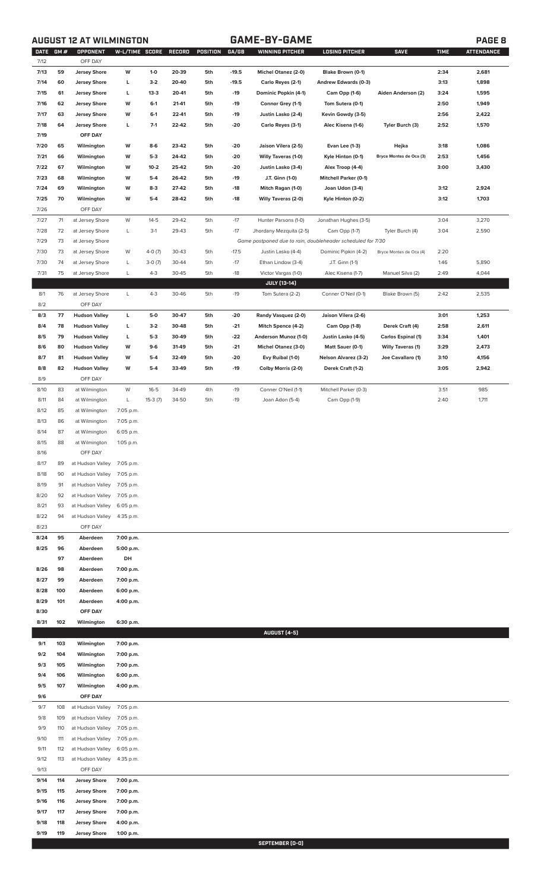## AUGUST 12 AT WILMINGTON — GAME-BY-GAME

| DATE | GM # | OPPONENT | W-L/TIME | SCORE | RECORD | POSITION | GA/GB | WINNING PITCHER | LOSING PITCHER | SAVE | TIME | ATTENDANCE |
|---|---|---|---|---|---|---|---|---|---|---|---|---|
| 7/12 | | OFF DAY | | | | | | | | | | |
| 7/13 | 59 | Jersey Shore | W | 1-0 | 20-39 | 5th | -19.5 | Michel Otanez (2-0) | Blake Brown (0-1) | | 2:34 | 2,681 |
| 7/14 | 60 | Jersey Shore | L | 3-2 | 20-40 | 5th | -19.5 | Carlo Reyes (2-1) | Andrew Edwards (0-3) | | 3:13 | 1,898 |
| 7/15 | 61 | Jersey Shore | L | 13-3 | 20-41 | 5th | -19 | Dominic Popkin (4-1) | Cam Opp (1-6) | Aiden Anderson (2) | 3:24 | 1,595 |
| 7/16 | 62 | Jersey Shore | W | 6-1 | 21-41 | 5th | -19 | Connor Grey (1-1) | Tom Sutera (0-1) | | 2:50 | 1,949 |
| 7/17 | 63 | Jersey Shore | W | 6-1 | 22-41 | 5th | -19 | Justin Lasko (2-4) | Kevin Gowdy (3-5) | | 2:56 | 2,422 |
| 7/18 | 64 | Jersey Shore | L | 7-1 | 22-42 | 5th | -20 | Carlo Reyes (3-1) | Alec Kisena (1-6) | Tyler Burch (3) | 2:52 | 1,570 |
| 7/19 | | OFF DAY | | | | | | | | | | |
| 7/20 | 65 | Wilmington | W | 8-6 | 23-42 | 5th | -20 | Jaison Vilera (2-5) | Evan Lee (1-3) | Hejka | 3:18 | 1,086 |
| 7/21 | 66 | Wilmington | W | 5-3 | 24-42 | 5th | -20 | Willy Taveras (1-0) | Kyle Hinton (0-1) | Bryce Montes de Oca (3) | 2:53 | 1,456 |
| 7/22 | 67 | Wilmington | W | 10-2 | 25-42 | 5th | -20 | Justin Lasko (3-4) | Alex Troop (4-4) | | 3:00 | 3,430 |
| 7/23 | 68 | Wilmington | W | 5-4 | 26-42 | 5th | -19 | J.T. Ginn (1-0) | Mitchell Parker (0-1) | | | |
| 7/24 | 69 | Wilmington | W | 8-3 | 27-42 | 5th | -18 | Mitch Ragan (1-0) | Joan Udon (3-4) | | 3:12 | 2,924 |
| 7/25 | 70 | Wilmington | W | 5-4 | 28-42 | 5th | -18 | Willy Taveras (2-0) | Kyle Hinton (0-2) | | 3:12 | 1,703 |
| 7/26 | | OFF DAY | | | | | | | | | | |
| 7/27 | 71 | at Jersey Shore | W | 14-5 | 29-42 | 5th | -17 | Hunter Parsons (1-0) | Jonathan Hughes (3-5) | | 3:04 | 3,270 |
| 7/28 | 72 | at Jersey Shore | L | 3-1 | 29-43 | 5th | -17 | Jhordany Mezquita (2-5) | Cam Opp (1-7) | Tyler Burch (4) | 3:04 | 2,590 |
| 7/29 | 73 | at Jersey Shore | | | | | | Game postponed due to rain, doubleheader scheduled for 7/30 | | | | |
| 7/30 | 73 | at Jersey Shore | W | 4-0 (7) | 30-43 | 5th | -17.5 | Justin Lasko (4-4) | Dominic Pipkin (4-2) | Bryce Montes de Oca (4) | 2:20 | |
| 7/30 | 74 | at Jersey Shore | L | 3-0 (7) | 30-44 | 5th | -17 | Ethan Lindow (3-4) | J.T. Ginn (1-1) | | 1:46 | 5,890 |
| 7/31 | 75 | at Jersey Shore | L | 4-3 | 30-45 | 5th | -18 | Victor Vargas (1-0) | Alec Kisena (1-7) | Manuel Silva (2) | 2:49 | 4,044 |
| | | | | | | | | **JULY (13-14)** | | | | |
| 8/1 | 76 | at Jersey Shore | L | 4-3 | 30-46 | 5th | -19 | Tom Sutera (2-2) | Conner O'Neil (0-1) | Blake Brown (5) | 2:42 | 2,535 |
| 8/2 | | OFF DAY | | | | | | | | | | |
| 8/3 | 77 | Hudson Valley | L | 5-0 | 30-47 | 5th | -20 | Randy Vasquez (2-0) | Jaison Vilera (2-6) | | 3:01 | 1,253 |
| 8/4 | 78 | Hudson Valley | L | 3-2 | 30-48 | 5th | -21 | Mitch Spence (4-2) | Cam Opp (1-8) | Derek Craft (4) | 2:58 | 2,611 |
| 8/5 | 79 | Hudson Valley | L | 5-3 | 30-49 | 5th | -22 | Anderson Munoz (1-0) | Justin Lasko (4-5) | Carlos Espinal (1) | 3:34 | 1,401 |
| 8/6 | 80 | Hudson Valley | W | 9-6 | 31-49 | 5th | -21 | Michel Otanez (3-0) | Matt Sauer (0-1) | Willy Taveras (1) | 3:29 | 2,473 |
| 8/7 | 81 | Hudson Valley | W | 5-4 | 32-49 | 5th | -20 | Evy Ruibal (1-0) | Nelson Alvarez (3-2) | Joe Cavallaro (1) | 3:10 | 4,156 |
| 8/8 | 82 | Hudson Valley | W | 5-4 | 33-49 | 5th | -19 | Colby Morris (2-0) | Derek Craft (1-2) | | 3:05 | 2,942 |
| 8/9 | | OFF DAY | | | | | | | | | | |
| 8/10 | 83 | at Wilmington | W | 16-5 | 34-49 | 4th | -19 | Conner O'Neil (1-1) | Mitchell Parker (0-3) | | 3:51 | 985 |
| 8/11 | 84 | at Wilmington | L | 15-3 (7) | 34-50 | 5th | -19 | Joan Adon (5-4) | Cam Opp (1-9) | | 2:40 | 1,711 |
| 8/12 | 85 | at Wilmington | 7:05 p.m. | | | | | | | | | |
| 8/13 | 86 | at Wilmington | 7:05 p.m. | | | | | | | | | |
| 8/14 | 87 | at Wilmington | 6:05 p.m. | | | | | | | | | |
| 8/15 | 88 | at Wilmington | 1:05 p.m. | | | | | | | | | |
| 8/16 | | OFF DAY | | | | | | | | | | |
| 8/17 | 89 | at Hudson Valley | 7:05 p.m. | | | | | | | | | |
| 8/18 | 90 | at Hudson Valley | 7:05 p.m. | | | | | | | | | |
| 8/19 | 91 | at Hudson Valley | 7:05 p.m. | | | | | | | | | |
| 8/20 | 92 | at Hudson Valley | 7:05 p.m. | | | | | | | | | |
| 8/21 | 93 | at Hudson Valley | 6:05 p.m. | | | | | | | | | |
| 8/22 | 94 | at Hudson Valley | 4:35 p.m. | | | | | | | | | |
| 8/23 | | OFF DAY | | | | | | | | | | |
| 8/24 | 95 | Aberdeen | 7:00 p.m. | | | | | | | | | |
| 8/25 | 96 | Aberdeen | 5:00 p.m. | | | | | | | | | |
| | 97 | Aberdeen | DH | | | | | | | | | |
| 8/26 | 98 | Aberdeen | 7:00 p.m. | | | | | | | | | |
| 8/27 | 99 | Aberdeen | 7:00 p.m. | | | | | | | | | |
| 8/28 | 100 | Aberdeen | 6:00 p.m. | | | | | | | | | |
| 8/29 | 101 | Aberdeen | 4:00 p.m. | | | | | | | | | |
| 8/30 | | OFF DAY | | | | | | | | | | |
| 8/31 | 102 | Wilmington | 6:30 p.m. | | | | | | | | | |
| | | | | | | | | **AUGUST (4-5)** | | | | |
| 9/1 | 103 | Wilmington | 7:00 p.m. | | | | | | | | | |
| 9/2 | 104 | Wilmington | 7:00 p.m. | | | | | | | | | |
| 9/3 | 105 | Wilmington | 7:00 p.m. | | | | | | | | | |
| 9/4 | 106 | Wilmington | 6:00 p.m. | | | | | | | | | |
| 9/5 | 107 | Wilmington | 4:00 p.m. | | | | | | | | | |
| 9/6 | | OFF DAY | | | | | | | | | | |
| 9/7 | 108 | at Hudson Valley | 7:05 p.m. | | | | | | | | | |
| 9/8 | 109 | at Hudson Valley | 7:05 p.m. | | | | | | | | | |
| 9/9 | 110 | at Hudson Valley | 7:05 p.m. | | | | | | | | | |
| 9/10 | 111 | at Hudson Valley | 7:05 p.m. | | | | | | | | | |
| 9/11 | 112 | at Hudson Valley | 6:05 p.m. | | | | | | | | | |
| 9/12 | 113 | at Hudson Valley | 4:35 p.m. | | | | | | | | | |
| 9/13 | | OFF DAY | | | | | | | | | | |
| 9/14 | 114 | Jersey Shore | 7:00 p.m. | | | | | | | | | |
| 9/15 | 115 | Jersey Shore | 7:00 p.m. | | | | | | | | | |
| 9/16 | 116 | Jersey Shore | 7:00 p.m. | | | | | | | | | |
| 9/17 | 117 | Jersey Shore | 7:00 p.m. | | | | | | | | | |
| 9/18 | 118 | Jersey Shore | 4:00 p.m. | | | | | | | | | |
| 9/19 | 119 | Jersey Shore | 1:00 p.m. | | | | | | | | | |
| | | | | | | | | **SEPTEMBER (0-0)** | | | | |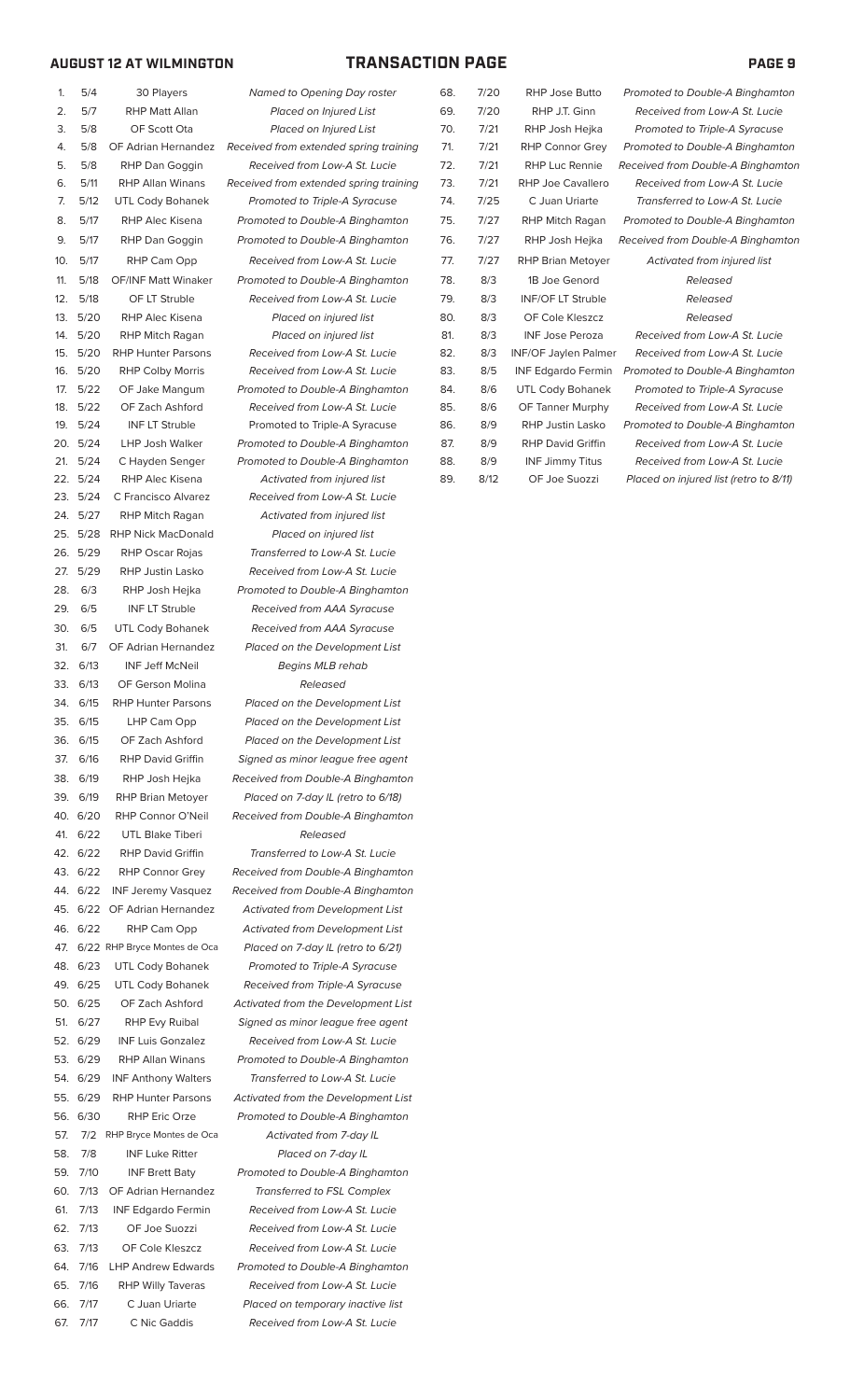## TRANSACTION PAGE

| | | | |
|---|---|---|---|
| 1. | 5/4 | 30 Players | *Named to Opening Day roster* |
| 2. | 5/7 | RHP Matt Allan | *Placed on Injured List* |
| 3. | 5/8 | OF Scott Ota | *Placed on Injured List* |
| 4. | 5/8 | OF Adrian Hernandez | *Received from extended spring training* |
| 5. | 5/8 | RHP Dan Goggin | *Received from Low-A St. Lucie* |
| 6. | 5/11 | RHP Allan Winans | *Received from extended spring training* |
| 7. | 5/12 | UTL Cody Bohanek | *Promoted to Triple-A Syracuse* |
| 8. | 5/17 | RHP Alec Kisena | *Promoted to Double-A Binghamton* |
| 9. | 5/17 | RHP Dan Goggin | *Promoted to Double-A Binghamton* |
| 10. | 5/17 | RHP Cam Opp | *Received from Low-A St. Lucie* |
| 11. | 5/18 | OF/INF Matt Winaker | *Promoted to Double-A Binghamton* |
| 12. | 5/18 | OF LT Struble | *Received from Low-A St. Lucie* |
| 13. | 5/20 | RHP Alec Kisena | *Placed on injured list* |
| 14. | 5/20 | RHP Mitch Ragan | *Placed on injured list* |
| 15. | 5/20 | RHP Hunter Parsons | *Received from Low-A St. Lucie* |
| 16. | 5/20 | RHP Colby Morris | *Received from Low-A St. Lucie* |
| 17. | 5/22 | OF Jake Mangum | *Promoted to Double-A Binghamton* |
| 18. | 5/22 | OF Zach Ashford | *Received from Low-A St. Lucie* |
| 19. | 5/24 | INF LT Struble | Promoted to Triple-A Syracuse |
| 20. | 5/24 | LHP Josh Walker | *Promoted to Double-A Binghamton* |
| 21. | 5/24 | C Hayden Senger | *Promoted to Double-A Binghamton* |
| 22. | 5/24 | RHP Alec Kisena | *Activated from injured list* |
| 23. | 5/24 | C Francisco Alvarez | *Received from Low-A St. Lucie* |
| 24. | 5/27 | RHP Mitch Ragan | *Activated from injured list* |
| 25. | 5/28 | RHP Nick MacDonald | *Placed on injured list* |
| 26. | 5/29 | RHP Oscar Rojas | *Transferred to Low-A St. Lucie* |
| 27. | 5/29 | RHP Justin Lasko | *Received from Low-A St. Lucie* |
| 28. | 6/3 | RHP Josh Hejka | *Promoted to Double-A Binghamton* |
| 29. | 6/5 | INF LT Struble | *Received from AAA Syracuse* |
| 30. | 6/5 | UTL Cody Bohanek | *Received from AAA Syracuse* |
| 31. | 6/7 | OF Adrian Hernandez | *Placed on the Development List* |
| 32. | 6/13 | INF Jeff McNeil | *Begins MLB rehab* |
| 33. | 6/13 | OF Gerson Molina | *Released* |
| 34. | 6/15 | RHP Hunter Parsons | *Placed on the Development List* |
| 35. | 6/15 | LHP Cam Opp | *Placed on the Development List* |
| 36. | 6/15 | OF Zach Ashford | *Placed on the Development List* |
| 37. | 6/16 | RHP David Griffin | *Signed as minor league free agent* |
| 38. | 6/19 | RHP Josh Hejka | *Received from Double-A Binghamton* |
| 39. | 6/19 | RHP Brian Metoyer | *Placed on 7-day IL (retro to 6/18)* |
| 40. | 6/20 | RHP Connor O'Neil | *Received from Double-A Binghamton* |
| 41. | 6/22 | UTL Blake Tiberi | *Released* |
| 42. | 6/22 | RHP David Griffin | *Transferred to Low-A St. Lucie* |
| 43. | 6/22 | RHP Connor Grey | *Received from Double-A Binghamton* |
| 44. | 6/22 | INF Jeremy Vasquez | *Received from Double-A Binghamton* |
| 45. | 6/22 | OF Adrian Hernandez | *Activated from Development List* |
| 46. | 6/22 | RHP Cam Opp | *Activated from Development List* |
| 47. | 6/22 | RHP Bryce Montes de Oca | *Placed on 7-day IL (retro to 6/21)* |
| 48. | 6/23 | UTL Cody Bohanek | *Promoted to Triple-A Syracuse* |
| 49. | 6/25 | UTL Cody Bohanek | *Received from Triple-A Syracuse* |
| 50. | 6/25 | OF Zach Ashford | *Activated from the Development List* |
| 51. | 6/27 | RHP Evy Ruibal | *Signed as minor league free agent* |
| 52. | 6/29 | INF Luis Gonzalez | *Received from Low-A St. Lucie* |
| 53. | 6/29 | RHP Allan Winans | *Promoted to Double-A Binghamton* |
| 54. | 6/29 | INF Anthony Walters | *Transferred to Low-A St. Lucie* |
| 55. | 6/29 | RHP Hunter Parsons | *Activated from the Development List* |
| 56. | 6/30 | RHP Eric Orze | *Promoted to Double-A Binghamton* |
| 57. | 7/2 | RHP Bryce Montes de Oca | *Activated from 7-day IL* |
| 58. | 7/8 | INF Luke Ritter | *Placed on 7-day IL* |
| 59. | 7/10 | INF Brett Baty | *Promoted to Double-A Binghamton* |
| 60. | 7/13 | OF Adrian Hernandez | *Transferred to FSL Complex* |
| 61. | 7/13 | INF Edgardo Fermin | *Received from Low-A St. Lucie* |
| 62. | 7/13 | OF Joe Suozzi | *Received from Low-A St. Lucie* |
| 63. | 7/13 | OF Cole Kleszcz | *Received from Low-A St. Lucie* |
| 64. | 7/16 | LHP Andrew Edwards | *Promoted to Double-A Binghamton* |
| 65. | 7/16 | RHP Willy Taveras | *Received from Low-A St. Lucie* |
| 66. | 7/17 | C Juan Uriarte | *Placed on temporary inactive list* |
| 67. | 7/17 | C Nic Gaddis | *Received from Low-A St. Lucie* |
| 68. | 7/20 | RHP Jose Butto | *Promoted to Double-A Binghamton* |
| 69. | 7/20 | RHP J.T. Ginn | *Received from Low-A St. Lucie* |
| 70. | 7/21 | RHP Josh Hejka | *Promoted to Triple-A Syracuse* |
| 71. | 7/21 | RHP Connor Grey | *Promoted to Double-A Binghamton* |
| 72. | 7/21 | RHP Luc Rennie | *Received from Double-A Binghamton* |
| 73. | 7/21 | RHP Joe Cavallero | *Received from Low-A St. Lucie* |
| 74. | 7/25 | C Juan Uriarte | *Transferred to Low-A St. Lucie* |
| 75. | 7/27 | RHP Mitch Ragan | *Promoted to Double-A Binghamton* |
| 76. | 7/27 | RHP Josh Hejka | *Received from Double-A Binghamton* |
| 77. | 7/27 | RHP Brian Metoyer | *Activated from injured list* |
| 78. | 8/3 | 1B Joe Genord | *Released* |
| 79. | 8/3 | INF/OF LT Struble | *Released* |
| 80. | 8/3 | OF Cole Kleszcz | *Released* |
| 81. | 8/3 | INF Jose Peroza | *Received from Low-A St. Lucie* |
| 82. | 8/3 | INF/OF Jaylen Palmer | *Received from Low-A St. Lucie* |
| 83. | 8/5 | INF Edgardo Fermin | *Promoted to Double-A Binghamton* |
| 84. | 8/6 | UTL Cody Bohanek | *Promoted to Triple-A Syracuse* |
| 85. | 8/6 | OF Tanner Murphy | *Received from Low-A St. Lucie* |
| 86. | 8/9 | RHP Justin Lasko | *Promoted to Double-A Binghamton* |
| 87. | 8/9 | RHP David Griffin | *Received from Low-A St. Lucie* |
| 88. | 8/9 | INF Jimmy Titus | *Received from Low-A St. Lucie* |
| 89. | 8/12 | OF Joe Suozzi | *Placed on injured list (retro to 8/11)* |